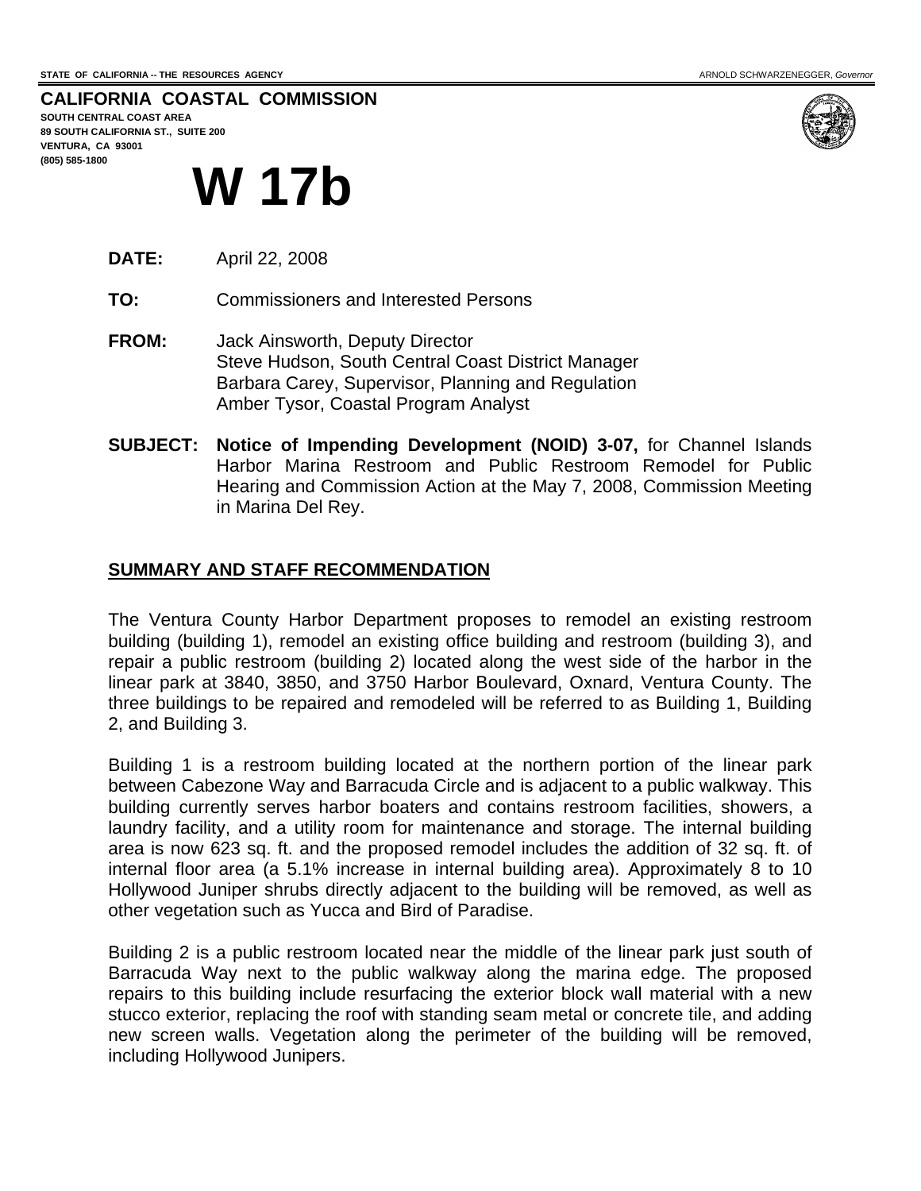STATE OF CALIFORNIA -- THE RESOURCES AGENCY

ARNOLD SCHWARZENEGGER, *Governor*

**CALIFORNIA COASTAL COMMISSION**
**SOUTH CENTRAL COAST AREA**
**89 SOUTH CALIFORNIA ST., SUITE 200**
**VENTURA, CA 93001**
**(805) 585-1800**

# W 17b

**DATE:** April 22, 2008

**TO:** Commissioners and Interested Persons

**FROM:** Jack Ainsworth, Deputy Director
Steve Hudson, South Central Coast District Manager
Barbara Carey, Supervisor, Planning and Regulation
Amber Tysor, Coastal Program Analyst

**SUBJECT:** **Notice of Impending Development (NOID) 3-07,** for Channel Islands Harbor Marina Restroom and Public Restroom Remodel for Public Hearing and Commission Action at the May 7, 2008, Commission Meeting in Marina Del Rey.

## SUMMARY AND STAFF RECOMMENDATION

The Ventura County Harbor Department proposes to remodel an existing restroom building (building 1), remodel an existing office building and restroom (building 3), and repair a public restroom (building 2) located along the west side of the harbor in the linear park at 3840, 3850, and 3750 Harbor Boulevard, Oxnard, Ventura County. The three buildings to be repaired and remodeled will be referred to as Building 1, Building 2, and Building 3.

Building 1 is a restroom building located at the northern portion of the linear park between Cabezone Way and Barracuda Circle and is adjacent to a public walkway. This building currently serves harbor boaters and contains restroom facilities, showers, a laundry facility, and a utility room for maintenance and storage. The internal building area is now 623 sq. ft. and the proposed remodel includes the addition of 32 sq. ft. of internal floor area (a 5.1% increase in internal building area). Approximately 8 to 10 Hollywood Juniper shrubs directly adjacent to the building will be removed, as well as other vegetation such as Yucca and Bird of Paradise.

Building 2 is a public restroom located near the middle of the linear park just south of Barracuda Way next to the public walkway along the marina edge. The proposed repairs to this building include resurfacing the exterior block wall material with a new stucco exterior, replacing the roof with standing seam metal or concrete tile, and adding new screen walls. Vegetation along the perimeter of the building will be removed, including Hollywood Junipers.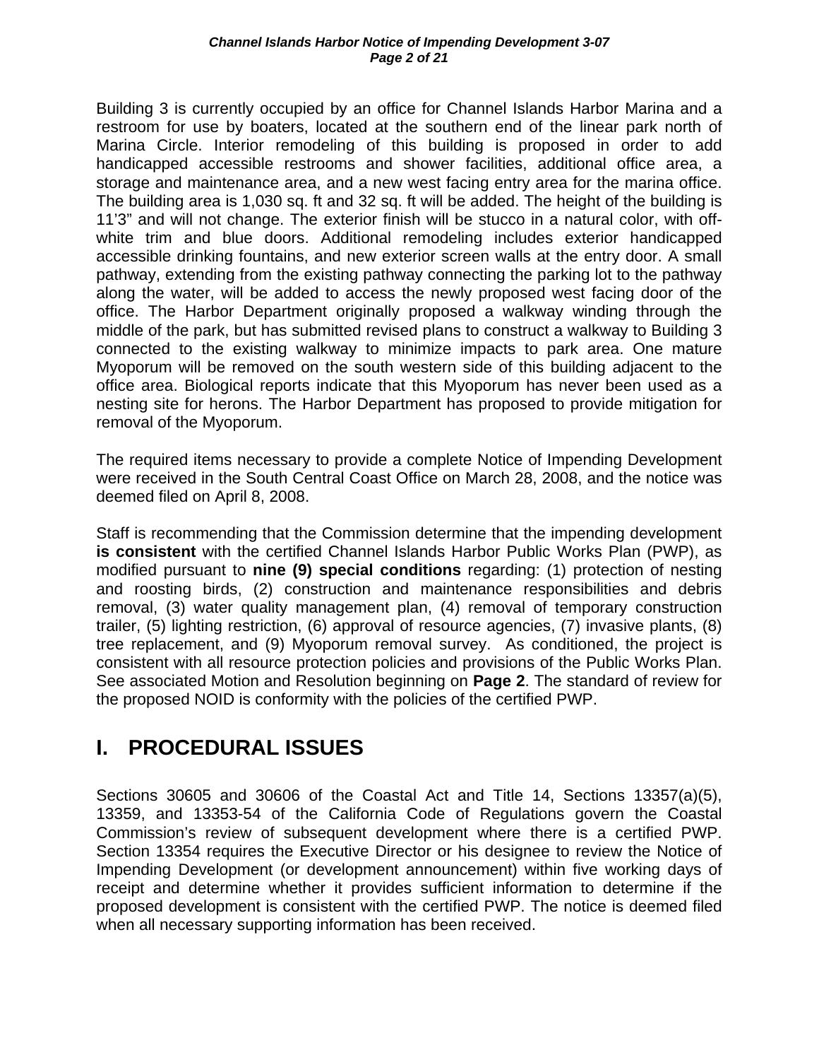Building 3 is currently occupied by an office for Channel Islands Harbor Marina and a restroom for use by boaters, located at the southern end of the linear park north of Marina Circle. Interior remodeling of this building is proposed in order to add handicapped accessible restrooms and shower facilities, additional office area, a storage and maintenance area, and a new west facing entry area for the marina office. The building area is 1,030 sq. ft and 32 sq. ft will be added. The height of the building is 11'3" and will not change. The exterior finish will be stucco in a natural color, with off-white trim and blue doors. Additional remodeling includes exterior handicapped accessible drinking fountains, and new exterior screen walls at the entry door. A small pathway, extending from the existing pathway connecting the parking lot to the pathway along the water, will be added to access the newly proposed west facing door of the office. The Harbor Department originally proposed a walkway winding through the middle of the park, but has submitted revised plans to construct a walkway to Building 3 connected to the existing walkway to minimize impacts to park area. One mature Myoporum will be removed on the south western side of this building adjacent to the office area. Biological reports indicate that this Myoporum has never been used as a nesting site for herons. The Harbor Department has proposed to provide mitigation for removal of the Myoporum.

The required items necessary to provide a complete Notice of Impending Development were received in the South Central Coast Office on March 28, 2008, and the notice was deemed filed on April 8, 2008.

Staff is recommending that the Commission determine that the impending development **is consistent** with the certified Channel Islands Harbor Public Works Plan (PWP), as modified pursuant to **nine (9) special conditions** regarding: (1) protection of nesting and roosting birds, (2) construction and maintenance responsibilities and debris removal, (3) water quality management plan, (4) removal of temporary construction trailer, (5) lighting restriction, (6) approval of resource agencies, (7) invasive plants, (8) tree replacement, and (9) Myoporum removal survey. As conditioned, the project is consistent with all resource protection policies and provisions of the Public Works Plan. See associated Motion and Resolution beginning on **Page 2**. The standard of review for the proposed NOID is conformity with the policies of the certified PWP.

# I. PROCEDURAL ISSUES

Sections 30605 and 30606 of the Coastal Act and Title 14, Sections 13357(a)(5), 13359, and 13353-54 of the California Code of Regulations govern the Coastal Commission's review of subsequent development where there is a certified PWP. Section 13354 requires the Executive Director or his designee to review the Notice of Impending Development (or development announcement) within five working days of receipt and determine whether it provides sufficient information to determine if the proposed development is consistent with the certified PWP. The notice is deemed filed when all necessary supporting information has been received.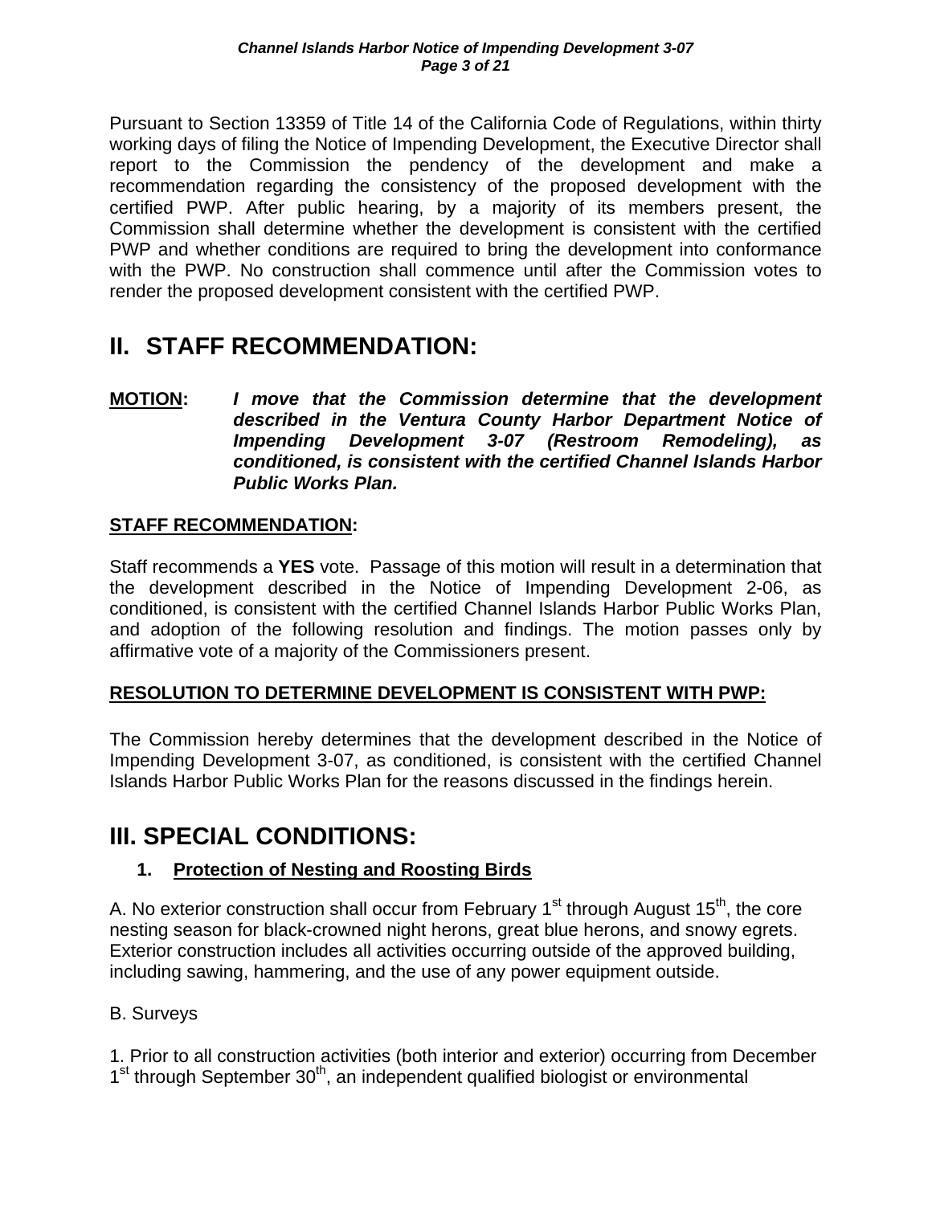Pursuant to Section 13359 of Title 14 of the California Code of Regulations, within thirty working days of filing the Notice of Impending Development, the Executive Director shall report to the Commission the pendency of the development and make a recommendation regarding the consistency of the proposed development with the certified PWP. After public hearing, by a majority of its members present, the Commission shall determine whether the development is consistent with the certified PWP and whether conditions are required to bring the development into conformance with the PWP. No construction shall commence until after the Commission votes to render the proposed development consistent with the certified PWP.

# II. STAFF RECOMMENDATION:

**MOTION:** ***I move that the Commission determine that the development described in the Ventura County Harbor Department Notice of Impending Development 3-07 (Restroom Remodeling), as conditioned, is consistent with the certified Channel Islands Harbor Public Works Plan.***

**STAFF RECOMMENDATION:**

Staff recommends a **YES** vote. Passage of this motion will result in a determination that the development described in the Notice of Impending Development 2-06, as conditioned, is consistent with the certified Channel Islands Harbor Public Works Plan, and adoption of the following resolution and findings. The motion passes only by affirmative vote of a majority of the Commissioners present.

**RESOLUTION TO DETERMINE DEVELOPMENT IS CONSISTENT WITH PWP:**

The Commission hereby determines that the development described in the Notice of Impending Development 3-07, as conditioned, is consistent with the certified Channel Islands Harbor Public Works Plan for the reasons discussed in the findings herein.

# III. SPECIAL CONDITIONS:

## 1. Protection of Nesting and Roosting Birds

A. No exterior construction shall occur from February 1st through August 15th, the core nesting season for black-crowned night herons, great blue herons, and snowy egrets. Exterior construction includes all activities occurring outside of the approved building, including sawing, hammering, and the use of any power equipment outside.

B. Surveys

1. Prior to all construction activities (both interior and exterior) occurring from December 1st through September 30th, an independent qualified biologist or environmental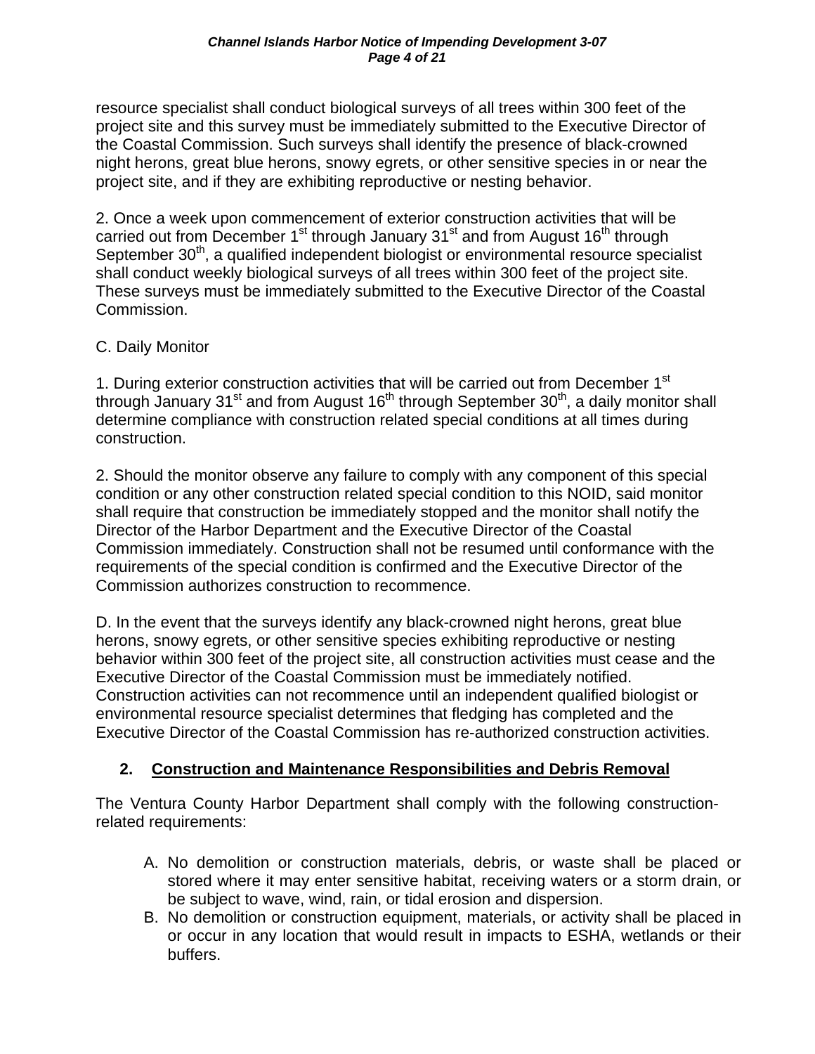resource specialist shall conduct biological surveys of all trees within 300 feet of the project site and this survey must be immediately submitted to the Executive Director of the Coastal Commission. Such surveys shall identify the presence of black-crowned night herons, great blue herons, snowy egrets, or other sensitive species in or near the project site, and if they are exhibiting reproductive or nesting behavior.

2. Once a week upon commencement of exterior construction activities that will be carried out from December 1st through January 31st and from August 16th through September 30th, a qualified independent biologist or environmental resource specialist shall conduct weekly biological surveys of all trees within 300 feet of the project site. These surveys must be immediately submitted to the Executive Director of the Coastal Commission.

C. Daily Monitor

1. During exterior construction activities that will be carried out from December 1st through January 31st and from August 16th through September 30th, a daily monitor shall determine compliance with construction related special conditions at all times during construction.

2. Should the monitor observe any failure to comply with any component of this special condition or any other construction related special condition to this NOID, said monitor shall require that construction be immediately stopped and the monitor shall notify the Director of the Harbor Department and the Executive Director of the Coastal Commission immediately. Construction shall not be resumed until conformance with the requirements of the special condition is confirmed and the Executive Director of the Commission authorizes construction to recommence.

D. In the event that the surveys identify any black-crowned night herons, great blue herons, snowy egrets, or other sensitive species exhibiting reproductive or nesting behavior within 300 feet of the project site, all construction activities must cease and the Executive Director of the Coastal Commission must be immediately notified. Construction activities can not recommence until an independent qualified biologist or environmental resource specialist determines that fledging has completed and the Executive Director of the Coastal Commission has re-authorized construction activities.

## 2. Construction and Maintenance Responsibilities and Debris Removal

The Ventura County Harbor Department shall comply with the following construction-related requirements:

A. No demolition or construction materials, debris, or waste shall be placed or stored where it may enter sensitive habitat, receiving waters or a storm drain, or be subject to wave, wind, rain, or tidal erosion and dispersion.
B. No demolition or construction equipment, materials, or activity shall be placed in or occur in any location that would result in impacts to ESHA, wetlands or their buffers.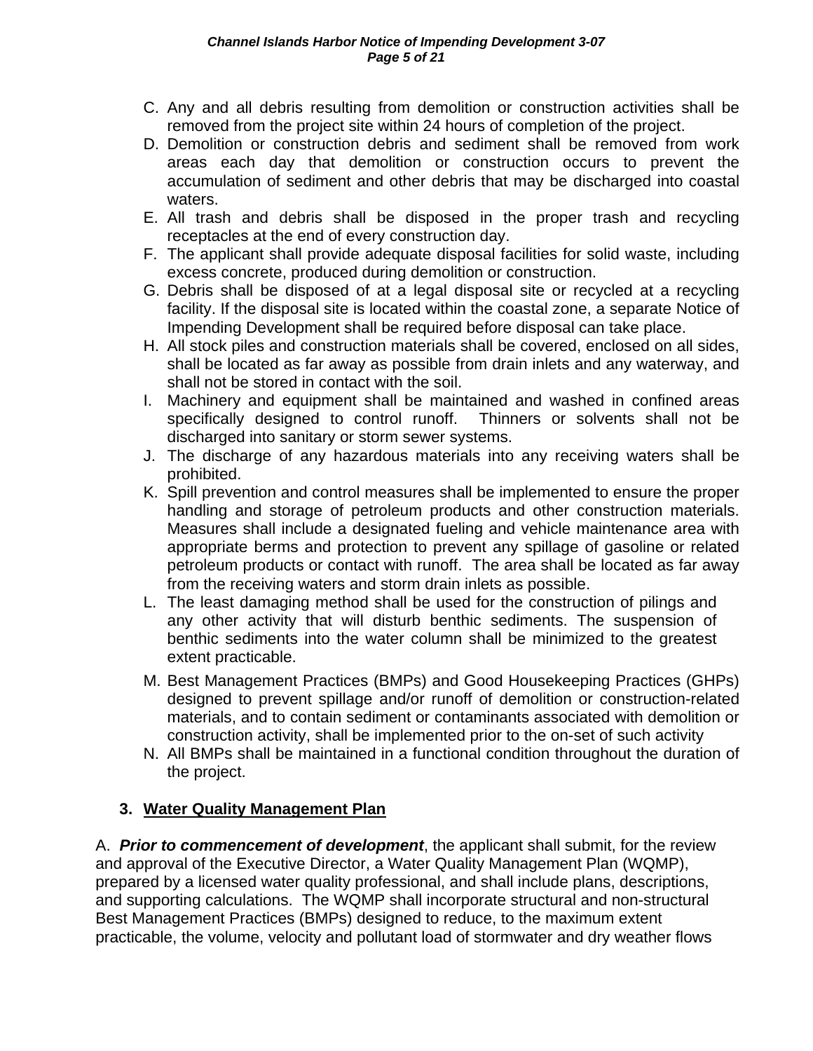C. Any and all debris resulting from demolition or construction activities shall be removed from the project site within 24 hours of completion of the project.
D. Demolition or construction debris and sediment shall be removed from work areas each day that demolition or construction occurs to prevent the accumulation of sediment and other debris that may be discharged into coastal waters.
E. All trash and debris shall be disposed in the proper trash and recycling receptacles at the end of every construction day.
F. The applicant shall provide adequate disposal facilities for solid waste, including excess concrete, produced during demolition or construction.
G. Debris shall be disposed of at a legal disposal site or recycled at a recycling facility. If the disposal site is located within the coastal zone, a separate Notice of Impending Development shall be required before disposal can take place.
H. All stock piles and construction materials shall be covered, enclosed on all sides, shall be located as far away as possible from drain inlets and any waterway, and shall not be stored in contact with the soil.
I. Machinery and equipment shall be maintained and washed in confined areas specifically designed to control runoff. Thinners or solvents shall not be discharged into sanitary or storm sewer systems.
J. The discharge of any hazardous materials into any receiving waters shall be prohibited.
K. Spill prevention and control measures shall be implemented to ensure the proper handling and storage of petroleum products and other construction materials. Measures shall include a designated fueling and vehicle maintenance area with appropriate berms and protection to prevent any spillage of gasoline or related petroleum products or contact with runoff. The area shall be located as far away from the receiving waters and storm drain inlets as possible.
L. The least damaging method shall be used for the construction of pilings and any other activity that will disturb benthic sediments. The suspension of benthic sediments into the water column shall be minimized to the greatest extent practicable.
M. Best Management Practices (BMPs) and Good Housekeeping Practices (GHPs) designed to prevent spillage and/or runoff of demolition or construction-related materials, and to contain sediment or contaminants associated with demolition or construction activity, shall be implemented prior to the on-set of such activity
N. All BMPs shall be maintained in a functional condition throughout the duration of the project.

### 3. Water Quality Management Plan

A. ***Prior to commencement of development***, the applicant shall submit, for the review and approval of the Executive Director, a Water Quality Management Plan (WQMP), prepared by a licensed water quality professional, and shall include plans, descriptions, and supporting calculations. The WQMP shall incorporate structural and non-structural Best Management Practices (BMPs) designed to reduce, to the maximum extent practicable, the volume, velocity and pollutant load of stormwater and dry weather flows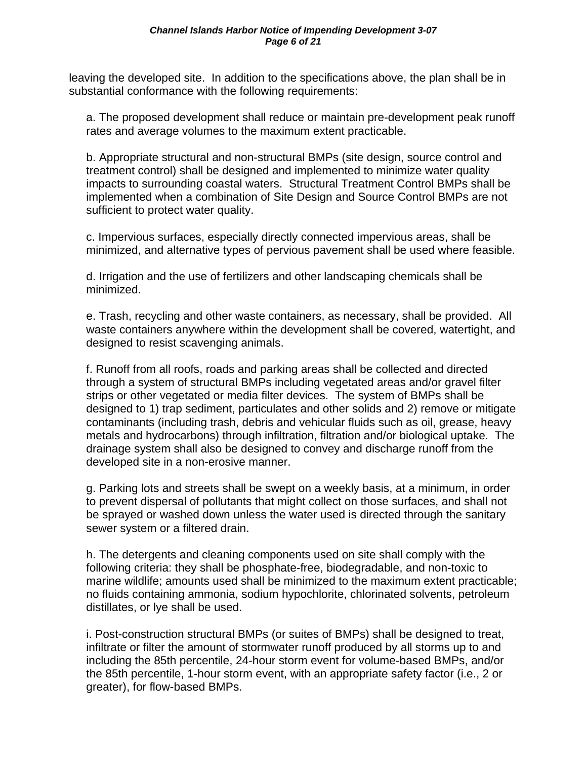leaving the developed site. In addition to the specifications above, the plan shall be in substantial conformance with the following requirements:

a. The proposed development shall reduce or maintain pre-development peak runoff rates and average volumes to the maximum extent practicable.

b. Appropriate structural and non-structural BMPs (site design, source control and treatment control) shall be designed and implemented to minimize water quality impacts to surrounding coastal waters. Structural Treatment Control BMPs shall be implemented when a combination of Site Design and Source Control BMPs are not sufficient to protect water quality.

c. Impervious surfaces, especially directly connected impervious areas, shall be minimized, and alternative types of pervious pavement shall be used where feasible.

d. Irrigation and the use of fertilizers and other landscaping chemicals shall be minimized.

e. Trash, recycling and other waste containers, as necessary, shall be provided. All waste containers anywhere within the development shall be covered, watertight, and designed to resist scavenging animals.

f. Runoff from all roofs, roads and parking areas shall be collected and directed through a system of structural BMPs including vegetated areas and/or gravel filter strips or other vegetated or media filter devices. The system of BMPs shall be designed to 1) trap sediment, particulates and other solids and 2) remove or mitigate contaminants (including trash, debris and vehicular fluids such as oil, grease, heavy metals and hydrocarbons) through infiltration, filtration and/or biological uptake. The drainage system shall also be designed to convey and discharge runoff from the developed site in a non-erosive manner.

g. Parking lots and streets shall be swept on a weekly basis, at a minimum, in order to prevent dispersal of pollutants that might collect on those surfaces, and shall not be sprayed or washed down unless the water used is directed through the sanitary sewer system or a filtered drain.

h. The detergents and cleaning components used on site shall comply with the following criteria: they shall be phosphate-free, biodegradable, and non-toxic to marine wildlife; amounts used shall be minimized to the maximum extent practicable; no fluids containing ammonia, sodium hypochlorite, chlorinated solvents, petroleum distillates, or lye shall be used.

i. Post-construction structural BMPs (or suites of BMPs) shall be designed to treat, infiltrate or filter the amount of stormwater runoff produced by all storms up to and including the 85th percentile, 24-hour storm event for volume-based BMPs, and/or the 85th percentile, 1-hour storm event, with an appropriate safety factor (i.e., 2 or greater), for flow-based BMPs.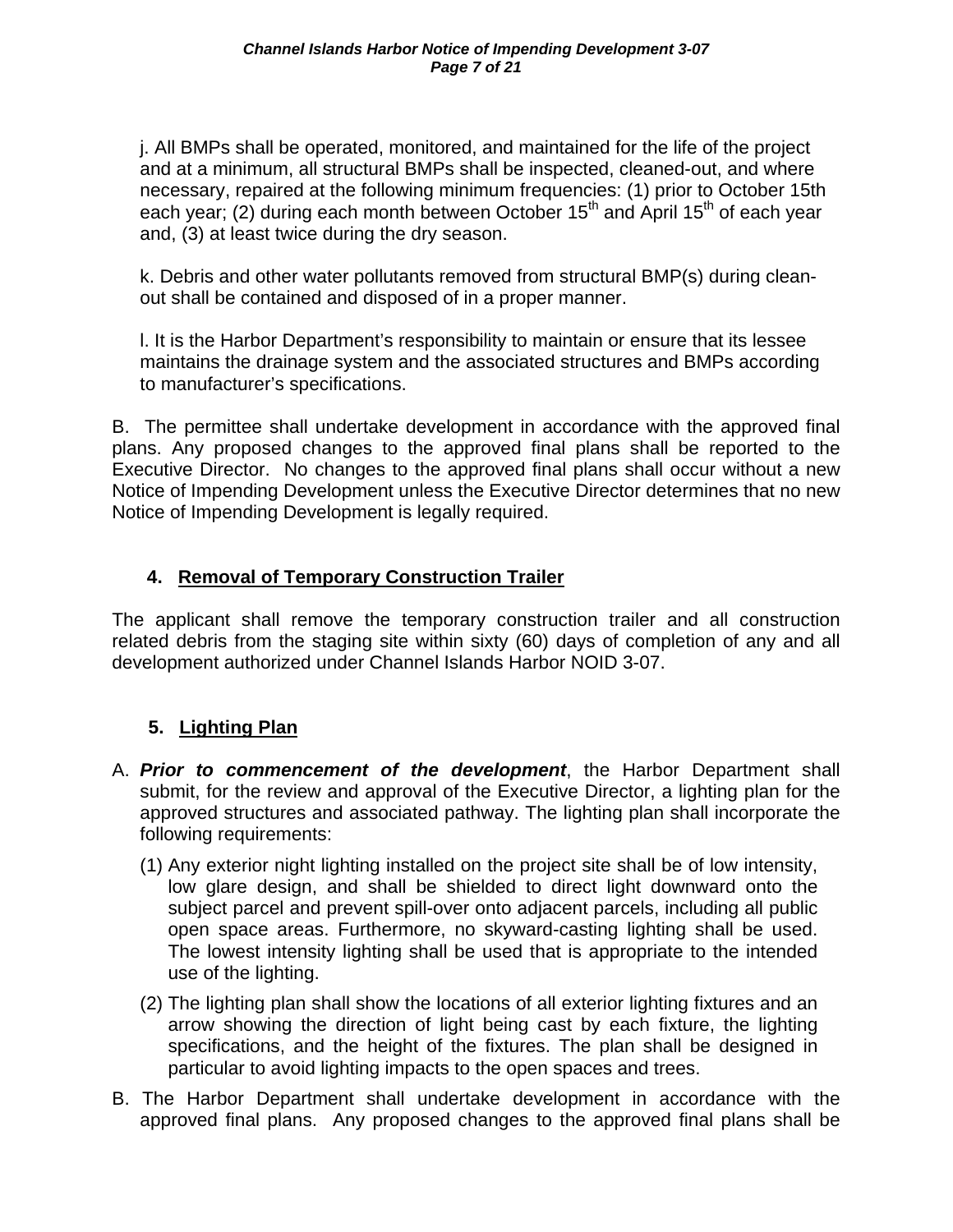j. All BMPs shall be operated, monitored, and maintained for the life of the project and at a minimum, all structural BMPs shall be inspected, cleaned-out, and where necessary, repaired at the following minimum frequencies: (1) prior to October 15th each year; (2) during each month between October 15th and April 15th of each year and, (3) at least twice during the dry season.

k. Debris and other water pollutants removed from structural BMP(s) during clean-out shall be contained and disposed of in a proper manner.

l. It is the Harbor Department's responsibility to maintain or ensure that its lessee maintains the drainage system and the associated structures and BMPs according to manufacturer's specifications.

B. The permittee shall undertake development in accordance with the approved final plans. Any proposed changes to the approved final plans shall be reported to the Executive Director. No changes to the approved final plans shall occur without a new Notice of Impending Development unless the Executive Director determines that no new Notice of Impending Development is legally required.

## 4. Removal of Temporary Construction Trailer

The applicant shall remove the temporary construction trailer and all construction related debris from the staging site within sixty (60) days of completion of any and all development authorized under Channel Islands Harbor NOID 3-07.

## 5. Lighting Plan

A. ***Prior to commencement of the development***, the Harbor Department shall submit, for the review and approval of the Executive Director, a lighting plan for the approved structures and associated pathway. The lighting plan shall incorporate the following requirements:

(1) Any exterior night lighting installed on the project site shall be of low intensity, low glare design, and shall be shielded to direct light downward onto the subject parcel and prevent spill-over onto adjacent parcels, including all public open space areas. Furthermore, no skyward-casting lighting shall be used. The lowest intensity lighting shall be used that is appropriate to the intended use of the lighting.

(2) The lighting plan shall show the locations of all exterior lighting fixtures and an arrow showing the direction of light being cast by each fixture, the lighting specifications, and the height of the fixtures. The plan shall be designed in particular to avoid lighting impacts to the open spaces and trees.

B. The Harbor Department shall undertake development in accordance with the approved final plans. Any proposed changes to the approved final plans shall be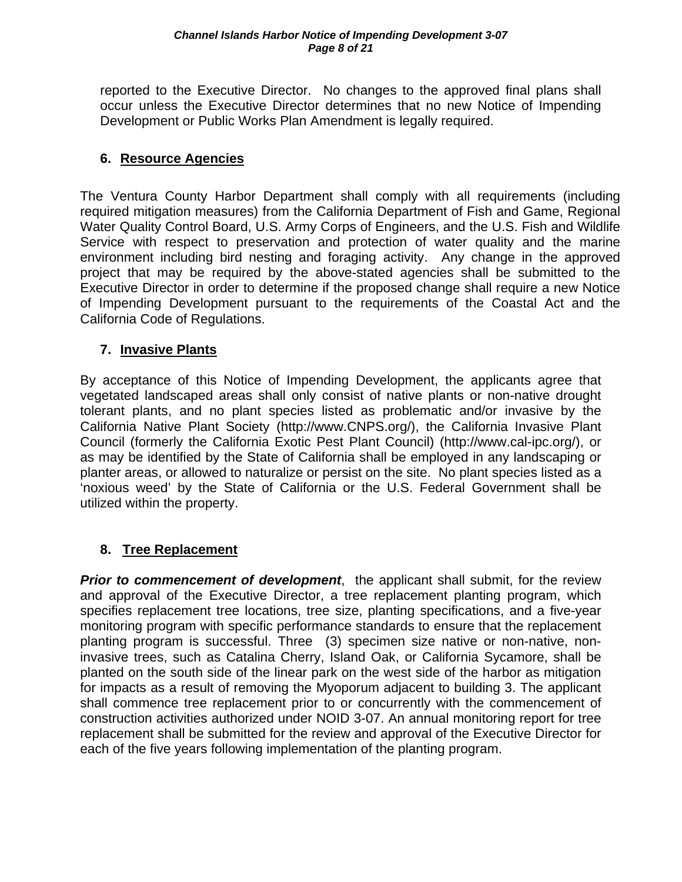reported to the Executive Director. No changes to the approved final plans shall occur unless the Executive Director determines that no new Notice of Impending Development or Public Works Plan Amendment is legally required.

**6. Resource Agencies**

The Ventura County Harbor Department shall comply with all requirements (including required mitigation measures) from the California Department of Fish and Game, Regional Water Quality Control Board, U.S. Army Corps of Engineers, and the U.S. Fish and Wildlife Service with respect to preservation and protection of water quality and the marine environment including bird nesting and foraging activity. Any change in the approved project that may be required by the above-stated agencies shall be submitted to the Executive Director in order to determine if the proposed change shall require a new Notice of Impending Development pursuant to the requirements of the Coastal Act and the California Code of Regulations.

**7. Invasive Plants**

By acceptance of this Notice of Impending Development, the applicants agree that vegetated landscaped areas shall only consist of native plants or non-native drought tolerant plants, and no plant species listed as problematic and/or invasive by the California Native Plant Society (http://www.CNPS.org/), the California Invasive Plant Council (formerly the California Exotic Pest Plant Council) (http://www.cal-ipc.org/), or as may be identified by the State of California shall be employed in any landscaping or planter areas, or allowed to naturalize or persist on the site. No plant species listed as a 'noxious weed' by the State of California or the U.S. Federal Government shall be utilized within the property.

**8. Tree Replacement**

***Prior to commencement of development***, the applicant shall submit, for the review and approval of the Executive Director, a tree replacement planting program, which specifies replacement tree locations, tree size, planting specifications, and a five-year monitoring program with specific performance standards to ensure that the replacement planting program is successful. Three (3) specimen size native or non-native, non-invasive trees, such as Catalina Cherry, Island Oak, or California Sycamore, shall be planted on the south side of the linear park on the west side of the harbor as mitigation for impacts as a result of removing the Myoporum adjacent to building 3. The applicant shall commence tree replacement prior to or concurrently with the commencement of construction activities authorized under NOID 3-07. An annual monitoring report for tree replacement shall be submitted for the review and approval of the Executive Director for each of the five years following implementation of the planting program.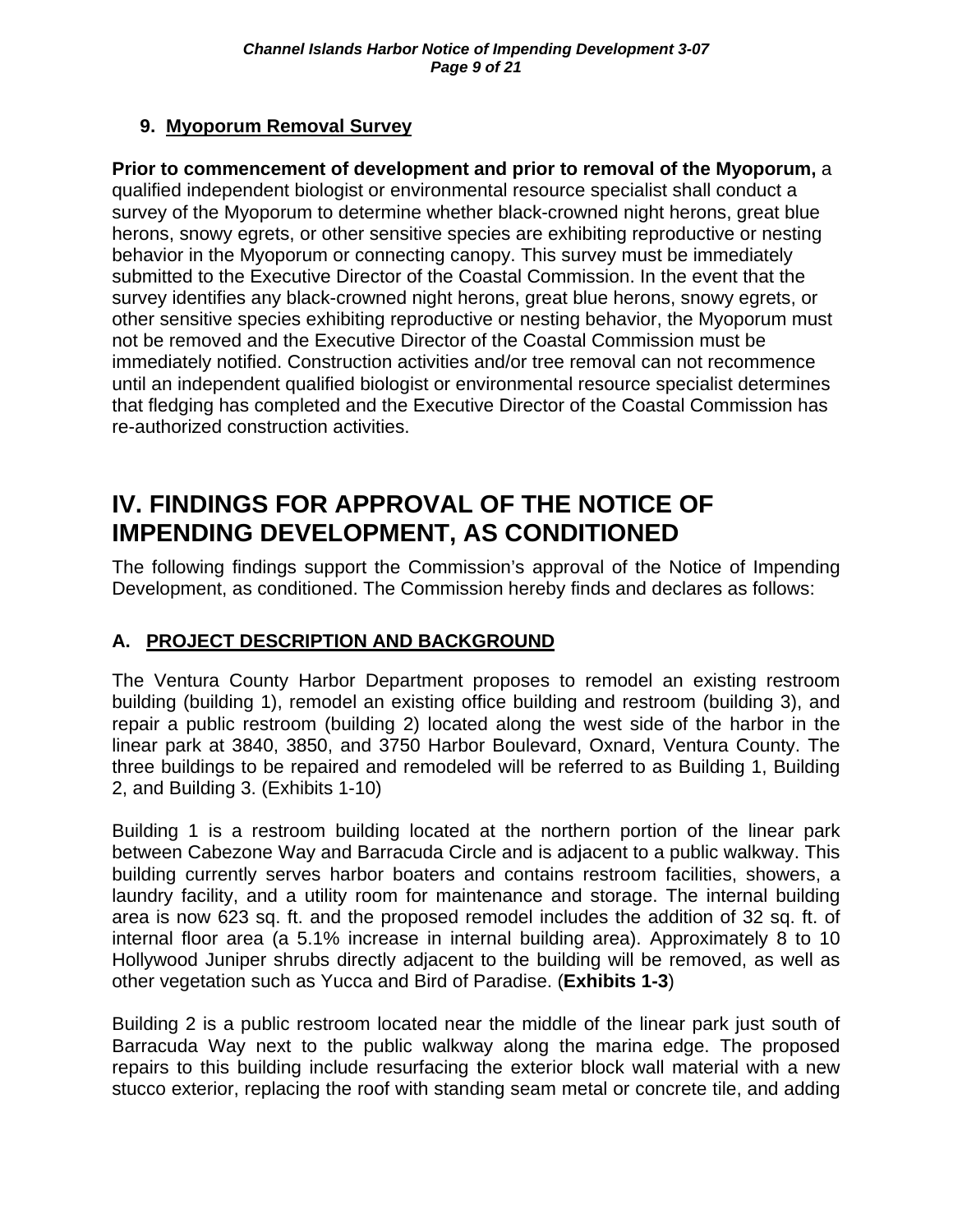### 9. Myoporum Removal Survey

**Prior to commencement of development and prior to removal of the Myoporum,** a qualified independent biologist or environmental resource specialist shall conduct a survey of the Myoporum to determine whether black-crowned night herons, great blue herons, snowy egrets, or other sensitive species are exhibiting reproductive or nesting behavior in the Myoporum or connecting canopy. This survey must be immediately submitted to the Executive Director of the Coastal Commission. In the event that the survey identifies any black-crowned night herons, great blue herons, snowy egrets, or other sensitive species exhibiting reproductive or nesting behavior, the Myoporum must not be removed and the Executive Director of the Coastal Commission must be immediately notified. Construction activities and/or tree removal can not recommence until an independent qualified biologist or environmental resource specialist determines that fledging has completed and the Executive Director of the Coastal Commission has re-authorized construction activities.

# IV. FINDINGS FOR APPROVAL OF THE NOTICE OF IMPENDING DEVELOPMENT, AS CONDITIONED

The following findings support the Commission's approval of the Notice of Impending Development, as conditioned. The Commission hereby finds and declares as follows:

## A. PROJECT DESCRIPTION AND BACKGROUND

The Ventura County Harbor Department proposes to remodel an existing restroom building (building 1), remodel an existing office building and restroom (building 3), and repair a public restroom (building 2) located along the west side of the harbor in the linear park at 3840, 3850, and 3750 Harbor Boulevard, Oxnard, Ventura County. The three buildings to be repaired and remodeled will be referred to as Building 1, Building 2, and Building 3. (Exhibits 1-10)

Building 1 is a restroom building located at the northern portion of the linear park between Cabezone Way and Barracuda Circle and is adjacent to a public walkway. This building currently serves harbor boaters and contains restroom facilities, showers, a laundry facility, and a utility room for maintenance and storage. The internal building area is now 623 sq. ft. and the proposed remodel includes the addition of 32 sq. ft. of internal floor area (a 5.1% increase in internal building area). Approximately 8 to 10 Hollywood Juniper shrubs directly adjacent to the building will be removed, as well as other vegetation such as Yucca and Bird of Paradise. (**Exhibits 1-3**)

Building 2 is a public restroom located near the middle of the linear park just south of Barracuda Way next to the public walkway along the marina edge. The proposed repairs to this building include resurfacing the exterior block wall material with a new stucco exterior, replacing the roof with standing seam metal or concrete tile, and adding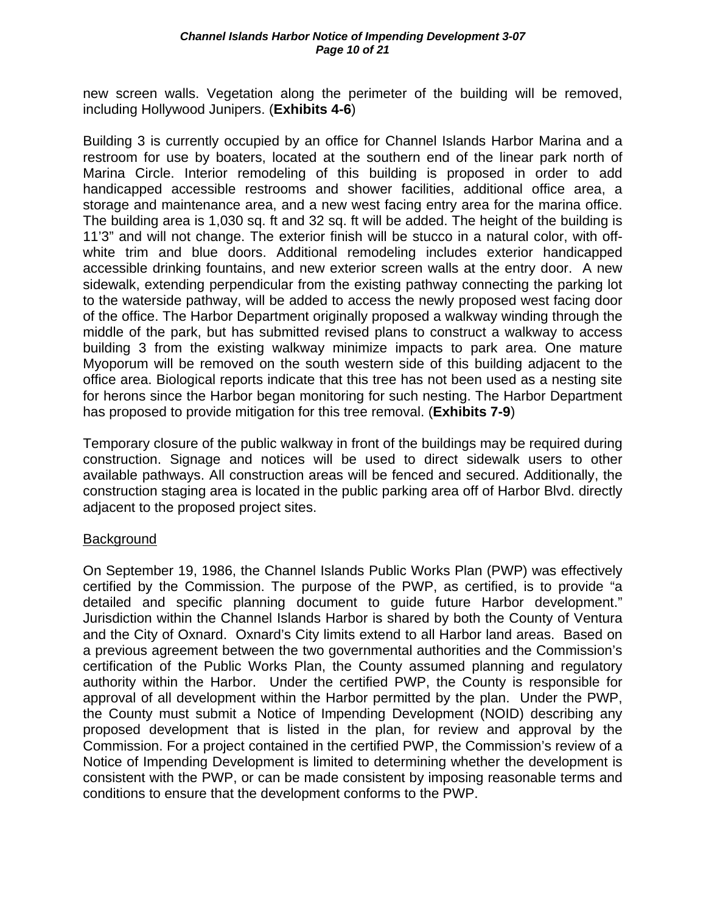new screen walls. Vegetation along the perimeter of the building will be removed, including Hollywood Junipers. (**Exhibits 4-6**)

Building 3 is currently occupied by an office for Channel Islands Harbor Marina and a restroom for use by boaters, located at the southern end of the linear park north of Marina Circle. Interior remodeling of this building is proposed in order to add handicapped accessible restrooms and shower facilities, additional office area, a storage and maintenance area, and a new west facing entry area for the marina office. The building area is 1,030 sq. ft and 32 sq. ft will be added. The height of the building is 11'3" and will not change. The exterior finish will be stucco in a natural color, with off-white trim and blue doors. Additional remodeling includes exterior handicapped accessible drinking fountains, and new exterior screen walls at the entry door. A new sidewalk, extending perpendicular from the existing pathway connecting the parking lot to the waterside pathway, will be added to access the newly proposed west facing door of the office. The Harbor Department originally proposed a walkway winding through the middle of the park, but has submitted revised plans to construct a walkway to access building 3 from the existing walkway minimize impacts to park area. One mature Myoporum will be removed on the south western side of this building adjacent to the office area. Biological reports indicate that this tree has not been used as a nesting site for herons since the Harbor began monitoring for such nesting. The Harbor Department has proposed to provide mitigation for this tree removal. (**Exhibits 7-9**)

Temporary closure of the public walkway in front of the buildings may be required during construction. Signage and notices will be used to direct sidewalk users to other available pathways. All construction areas will be fenced and secured. Additionally, the construction staging area is located in the public parking area off of Harbor Blvd. directly adjacent to the proposed project sites.

Background

On September 19, 1986, the Channel Islands Public Works Plan (PWP) was effectively certified by the Commission. The purpose of the PWP, as certified, is to provide "a detailed and specific planning document to guide future Harbor development." Jurisdiction within the Channel Islands Harbor is shared by both the County of Ventura and the City of Oxnard. Oxnard's City limits extend to all Harbor land areas. Based on a previous agreement between the two governmental authorities and the Commission's certification of the Public Works Plan, the County assumed planning and regulatory authority within the Harbor. Under the certified PWP, the County is responsible for approval of all development within the Harbor permitted by the plan. Under the PWP, the County must submit a Notice of Impending Development (NOID) describing any proposed development that is listed in the plan, for review and approval by the Commission. For a project contained in the certified PWP, the Commission's review of a Notice of Impending Development is limited to determining whether the development is consistent with the PWP, or can be made consistent by imposing reasonable terms and conditions to ensure that the development conforms to the PWP.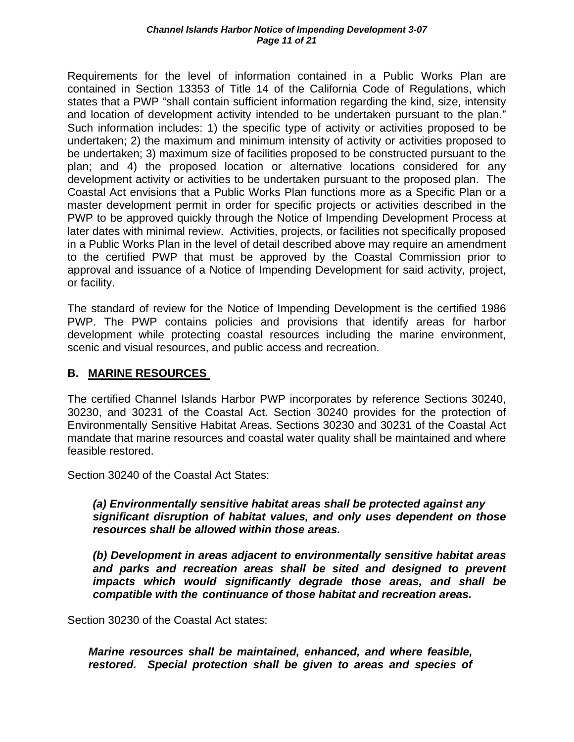Requirements for the level of information contained in a Public Works Plan are contained in Section 13353 of Title 14 of the California Code of Regulations, which states that a PWP "shall contain sufficient information regarding the kind, size, intensity and location of development activity intended to be undertaken pursuant to the plan." Such information includes: 1) the specific type of activity or activities proposed to be undertaken; 2) the maximum and minimum intensity of activity or activities proposed to be undertaken; 3) maximum size of facilities proposed to be constructed pursuant to the plan; and 4) the proposed location or alternative locations considered for any development activity or activities to be undertaken pursuant to the proposed plan. The Coastal Act envisions that a Public Works Plan functions more as a Specific Plan or a master development permit in order for specific projects or activities described in the PWP to be approved quickly through the Notice of Impending Development Process at later dates with minimal review. Activities, projects, or facilities not specifically proposed in a Public Works Plan in the level of detail described above may require an amendment to the certified PWP that must be approved by the Coastal Commission prior to approval and issuance of a Notice of Impending Development for said activity, project, or facility.

The standard of review for the Notice of Impending Development is the certified 1986 PWP. The PWP contains policies and provisions that identify areas for harbor development while protecting coastal resources including the marine environment, scenic and visual resources, and public access and recreation.

## B. MARINE RESOURCES

The certified Channel Islands Harbor PWP incorporates by reference Sections 30240, 30230, and 30231 of the Coastal Act. Section 30240 provides for the protection of Environmentally Sensitive Habitat Areas. Sections 30230 and 30231 of the Coastal Act mandate that marine resources and coastal water quality shall be maintained and where feasible restored.

Section 30240 of the Coastal Act States:

> ***(a) Environmentally sensitive habitat areas shall be protected against any significant disruption of habitat values, and only uses dependent on those resources shall be allowed within those areas.***
>
> ***(b) Development in areas adjacent to environmentally sensitive habitat areas and parks and recreation areas shall be sited and designed to prevent impacts which would significantly degrade those areas, and shall be compatible with the continuance of those habitat and recreation areas.***

Section 30230 of the Coastal Act states:

> ***Marine resources shall be maintained, enhanced, and where feasible, restored. Special protection shall be given to areas and species of***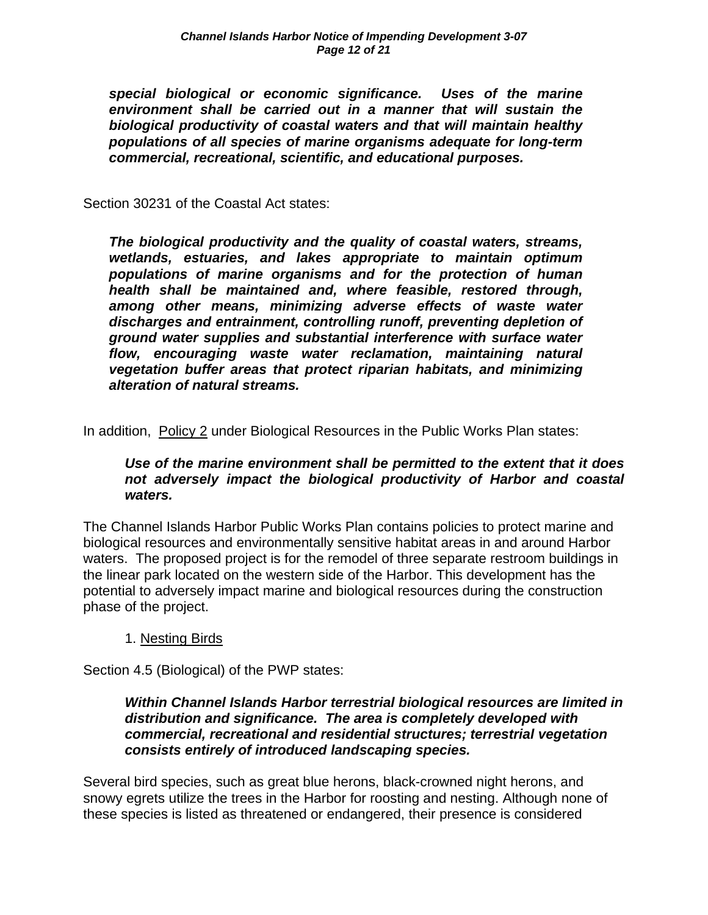***special biological or economic significance. Uses of the marine environment shall be carried out in a manner that will sustain the biological productivity of coastal waters and that will maintain healthy populations of all species of marine organisms adequate for long-term commercial, recreational, scientific, and educational purposes.***

Section 30231 of the Coastal Act states:

> ***The biological productivity and the quality of coastal waters, streams, wetlands, estuaries, and lakes appropriate to maintain optimum populations of marine organisms and for the protection of human health shall be maintained and, where feasible, restored through, among other means, minimizing adverse effects of waste water discharges and entrainment, controlling runoff, preventing depletion of ground water supplies and substantial interference with surface water flow, encouraging waste water reclamation, maintaining natural vegetation buffer areas that protect riparian habitats, and minimizing alteration of natural streams.***

In addition, Policy 2 under Biological Resources in the Public Works Plan states:

> ***Use of the marine environment shall be permitted to the extent that it does not adversely impact the biological productivity of Harbor and coastal waters.***

The Channel Islands Harbor Public Works Plan contains policies to protect marine and biological resources and environmentally sensitive habitat areas in and around Harbor waters. The proposed project is for the remodel of three separate restroom buildings in the linear park located on the western side of the Harbor. This development has the potential to adversely impact marine and biological resources during the construction phase of the project.

1. Nesting Birds

Section 4.5 (Biological) of the PWP states:

> ***Within Channel Islands Harbor terrestrial biological resources are limited in distribution and significance. The area is completely developed with commercial, recreational and residential structures; terrestrial vegetation consists entirely of introduced landscaping species.***

Several bird species, such as great blue herons, black-crowned night herons, and snowy egrets utilize the trees in the Harbor for roosting and nesting. Although none of these species is listed as threatened or endangered, their presence is considered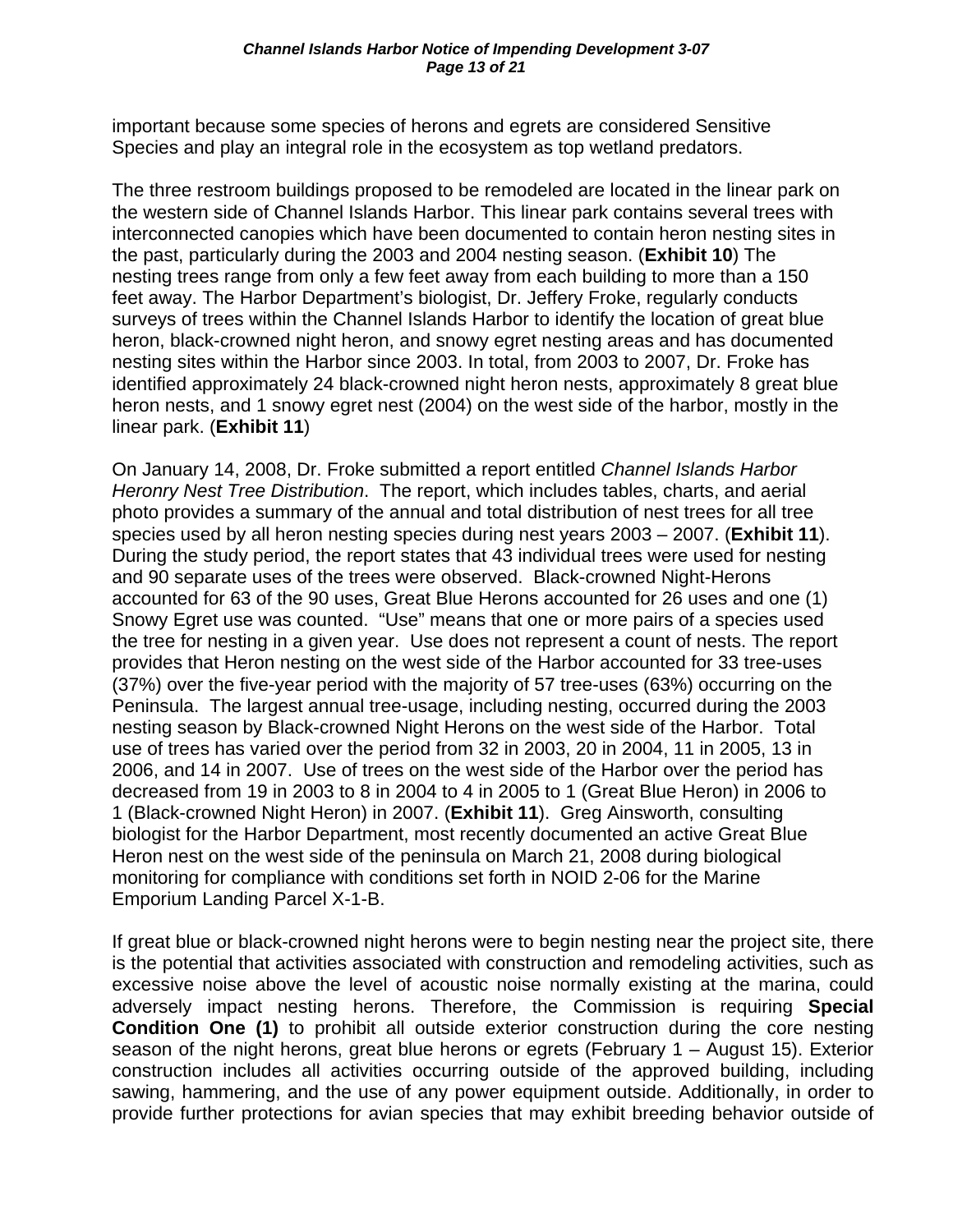important because some species of herons and egrets are considered Sensitive Species and play an integral role in the ecosystem as top wetland predators.

The three restroom buildings proposed to be remodeled are located in the linear park on the western side of Channel Islands Harbor. This linear park contains several trees with interconnected canopies which have been documented to contain heron nesting sites in the past, particularly during the 2003 and 2004 nesting season. (**Exhibit 10**) The nesting trees range from only a few feet away from each building to more than a 150 feet away. The Harbor Department's biologist, Dr. Jeffery Froke, regularly conducts surveys of trees within the Channel Islands Harbor to identify the location of great blue heron, black-crowned night heron, and snowy egret nesting areas and has documented nesting sites within the Harbor since 2003. In total, from 2003 to 2007, Dr. Froke has identified approximately 24 black-crowned night heron nests, approximately 8 great blue heron nests, and 1 snowy egret nest (2004) on the west side of the harbor, mostly in the linear park. (**Exhibit 11**)

On January 14, 2008, Dr. Froke submitted a report entitled *Channel Islands Harbor Heronry Nest Tree Distribution*. The report, which includes tables, charts, and aerial photo provides a summary of the annual and total distribution of nest trees for all tree species used by all heron nesting species during nest years 2003 – 2007. (**Exhibit 11**). During the study period, the report states that 43 individual trees were used for nesting and 90 separate uses of the trees were observed. Black-crowned Night-Herons accounted for 63 of the 90 uses, Great Blue Herons accounted for 26 uses and one (1) Snowy Egret use was counted. "Use" means that one or more pairs of a species used the tree for nesting in a given year. Use does not represent a count of nests. The report provides that Heron nesting on the west side of the Harbor accounted for 33 tree-uses (37%) over the five-year period with the majority of 57 tree-uses (63%) occurring on the Peninsula. The largest annual tree-usage, including nesting, occurred during the 2003 nesting season by Black-crowned Night Herons on the west side of the Harbor. Total use of trees has varied over the period from 32 in 2003, 20 in 2004, 11 in 2005, 13 in 2006, and 14 in 2007. Use of trees on the west side of the Harbor over the period has decreased from 19 in 2003 to 8 in 2004 to 4 in 2005 to 1 (Great Blue Heron) in 2006 to 1 (Black-crowned Night Heron) in 2007. (**Exhibit 11**). Greg Ainsworth, consulting biologist for the Harbor Department, most recently documented an active Great Blue Heron nest on the west side of the peninsula on March 21, 2008 during biological monitoring for compliance with conditions set forth in NOID 2-06 for the Marine Emporium Landing Parcel X-1-B.

If great blue or black-crowned night herons were to begin nesting near the project site, there is the potential that activities associated with construction and remodeling activities, such as excessive noise above the level of acoustic noise normally existing at the marina, could adversely impact nesting herons. Therefore, the Commission is requiring **Special Condition One (1)** to prohibit all outside exterior construction during the core nesting season of the night herons, great blue herons or egrets (February 1 – August 15). Exterior construction includes all activities occurring outside of the approved building, including sawing, hammering, and the use of any power equipment outside. Additionally, in order to provide further protections for avian species that may exhibit breeding behavior outside of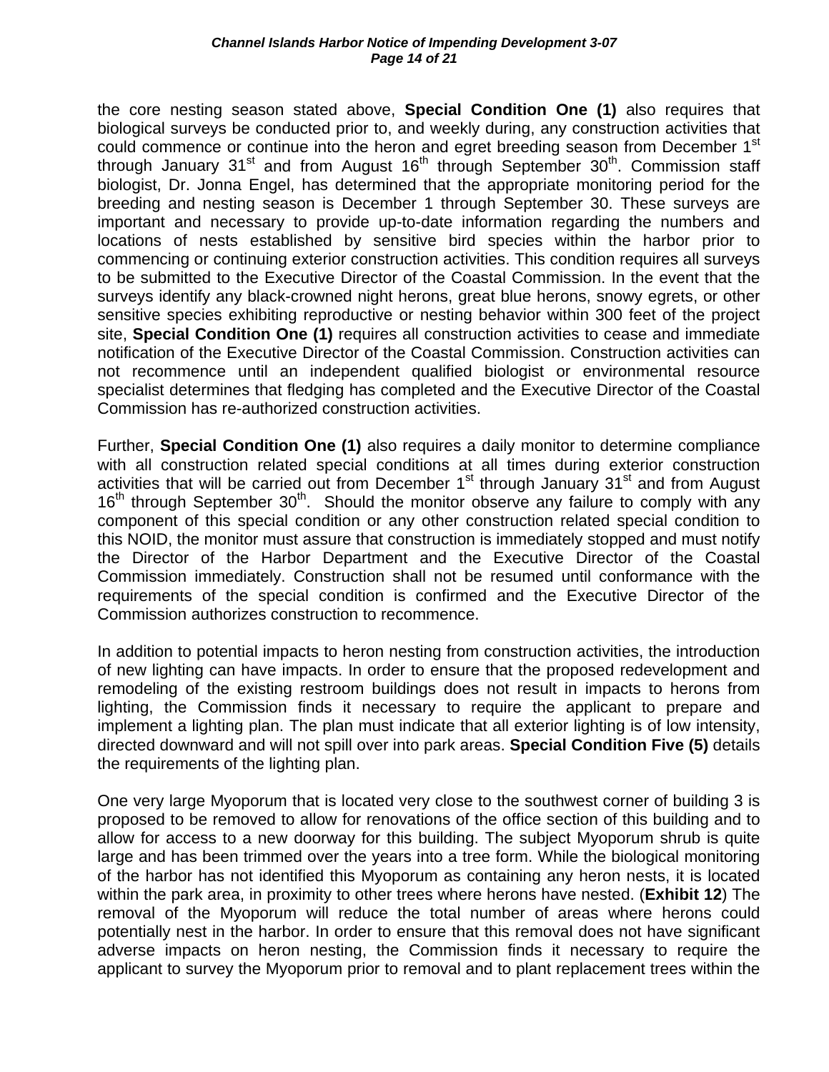the core nesting season stated above, **Special Condition One (1)** also requires that biological surveys be conducted prior to, and weekly during, any construction activities that could commence or continue into the heron and egret breeding season from December 1st through January 31st and from August 16th through September 30th. Commission staff biologist, Dr. Jonna Engel, has determined that the appropriate monitoring period for the breeding and nesting season is December 1 through September 30. These surveys are important and necessary to provide up-to-date information regarding the numbers and locations of nests established by sensitive bird species within the harbor prior to commencing or continuing exterior construction activities. This condition requires all surveys to be submitted to the Executive Director of the Coastal Commission. In the event that the surveys identify any black-crowned night herons, great blue herons, snowy egrets, or other sensitive species exhibiting reproductive or nesting behavior within 300 feet of the project site, **Special Condition One (1)** requires all construction activities to cease and immediate notification of the Executive Director of the Coastal Commission. Construction activities can not recommence until an independent qualified biologist or environmental resource specialist determines that fledging has completed and the Executive Director of the Coastal Commission has re-authorized construction activities.

Further, **Special Condition One (1)** also requires a daily monitor to determine compliance with all construction related special conditions at all times during exterior construction activities that will be carried out from December 1st through January 31st and from August 16th through September 30th. Should the monitor observe any failure to comply with any component of this special condition or any other construction related special condition to this NOID, the monitor must assure that construction is immediately stopped and must notify the Director of the Harbor Department and the Executive Director of the Coastal Commission immediately. Construction shall not be resumed until conformance with the requirements of the special condition is confirmed and the Executive Director of the Commission authorizes construction to recommence.

In addition to potential impacts to heron nesting from construction activities, the introduction of new lighting can have impacts. In order to ensure that the proposed redevelopment and remodeling of the existing restroom buildings does not result in impacts to herons from lighting, the Commission finds it necessary to require the applicant to prepare and implement a lighting plan. The plan must indicate that all exterior lighting is of low intensity, directed downward and will not spill over into park areas. **Special Condition Five (5)** details the requirements of the lighting plan.

One very large Myoporum that is located very close to the southwest corner of building 3 is proposed to be removed to allow for renovations of the office section of this building and to allow for access to a new doorway for this building. The subject Myoporum shrub is quite large and has been trimmed over the years into a tree form. While the biological monitoring of the harbor has not identified this Myoporum as containing any heron nests, it is located within the park area, in proximity to other trees where herons have nested. (**Exhibit 12**) The removal of the Myoporum will reduce the total number of areas where herons could potentially nest in the harbor. In order to ensure that this removal does not have significant adverse impacts on heron nesting, the Commission finds it necessary to require the applicant to survey the Myoporum prior to removal and to plant replacement trees within the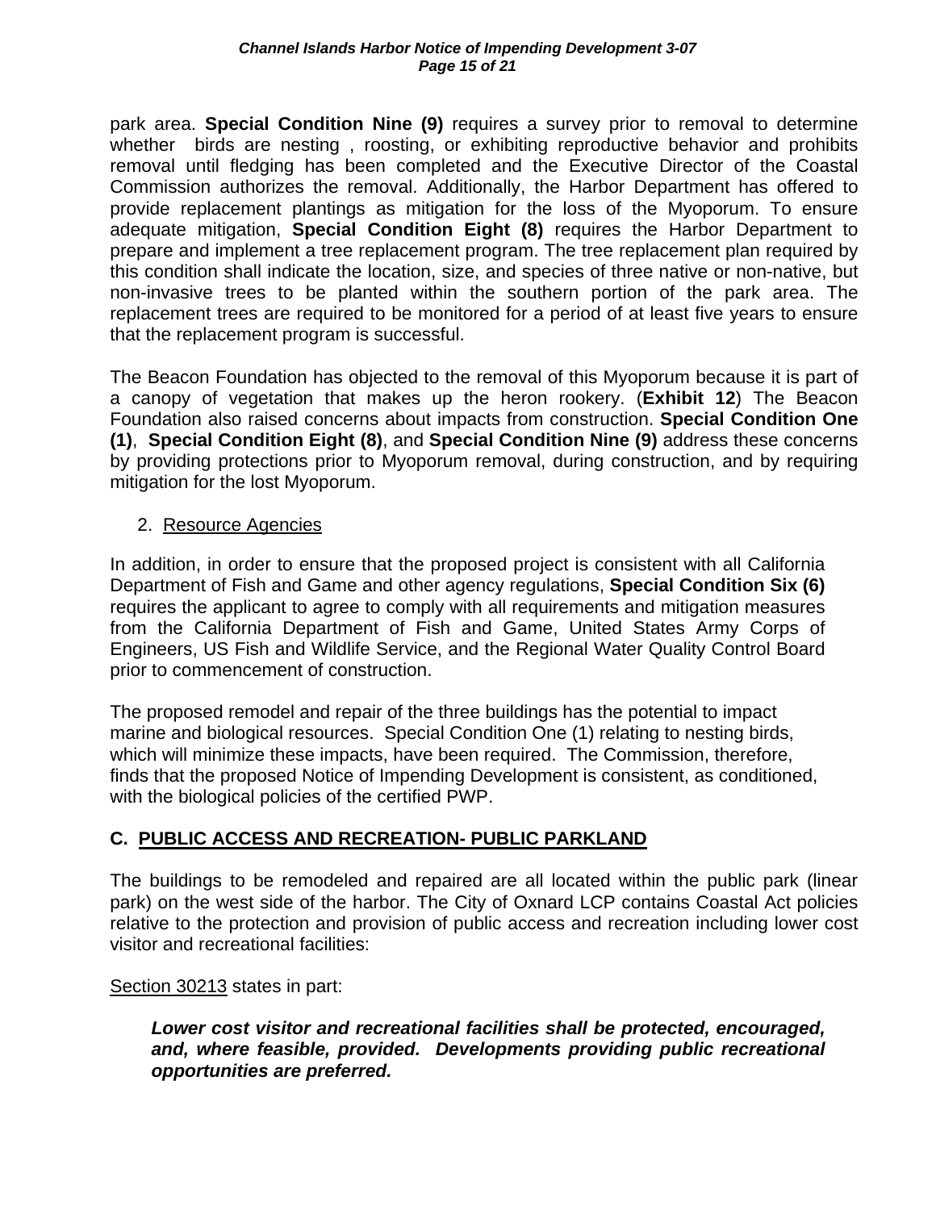park area. **Special Condition Nine (9)** requires a survey prior to removal to determine whether birds are nesting , roosting, or exhibiting reproductive behavior and prohibits removal until fledging has been completed and the Executive Director of the Coastal Commission authorizes the removal. Additionally, the Harbor Department has offered to provide replacement plantings as mitigation for the loss of the Myoporum. To ensure adequate mitigation, **Special Condition Eight (8)** requires the Harbor Department to prepare and implement a tree replacement program. The tree replacement plan required by this condition shall indicate the location, size, and species of three native or non-native, but non-invasive trees to be planted within the southern portion of the park area. The replacement trees are required to be monitored for a period of at least five years to ensure that the replacement program is successful.

The Beacon Foundation has objected to the removal of this Myoporum because it is part of a canopy of vegetation that makes up the heron rookery. (**Exhibit 12**) The Beacon Foundation also raised concerns about impacts from construction. **Special Condition One (1)**, **Special Condition Eight (8)**, and **Special Condition Nine (9)** address these concerns by providing protections prior to Myoporum removal, during construction, and by requiring mitigation for the lost Myoporum.

2. <u>Resource Agencies</u>

In addition, in order to ensure that the proposed project is consistent with all California Department of Fish and Game and other agency regulations, **Special Condition Six (6)** requires the applicant to agree to comply with all requirements and mitigation measures from the California Department of Fish and Game, United States Army Corps of Engineers, US Fish and Wildlife Service, and the Regional Water Quality Control Board prior to commencement of construction.

The proposed remodel and repair of the three buildings has the potential to impact marine and biological resources. Special Condition One (1) relating to nesting birds, which will minimize these impacts, have been required. The Commission, therefore, finds that the proposed Notice of Impending Development is consistent, as conditioned, with the biological policies of the certified PWP.

## C. <u>PUBLIC ACCESS AND RECREATION- PUBLIC PARKLAND</u>

The buildings to be remodeled and repaired are all located within the public park (linear park) on the west side of the harbor. The City of Oxnard LCP contains Coastal Act policies relative to the protection and provision of public access and recreation including lower cost visitor and recreational facilities:

<u>Section 30213</u> states in part:

> ***Lower cost visitor and recreational facilities shall be protected, encouraged, and, where feasible, provided. Developments providing public recreational opportunities are preferred.***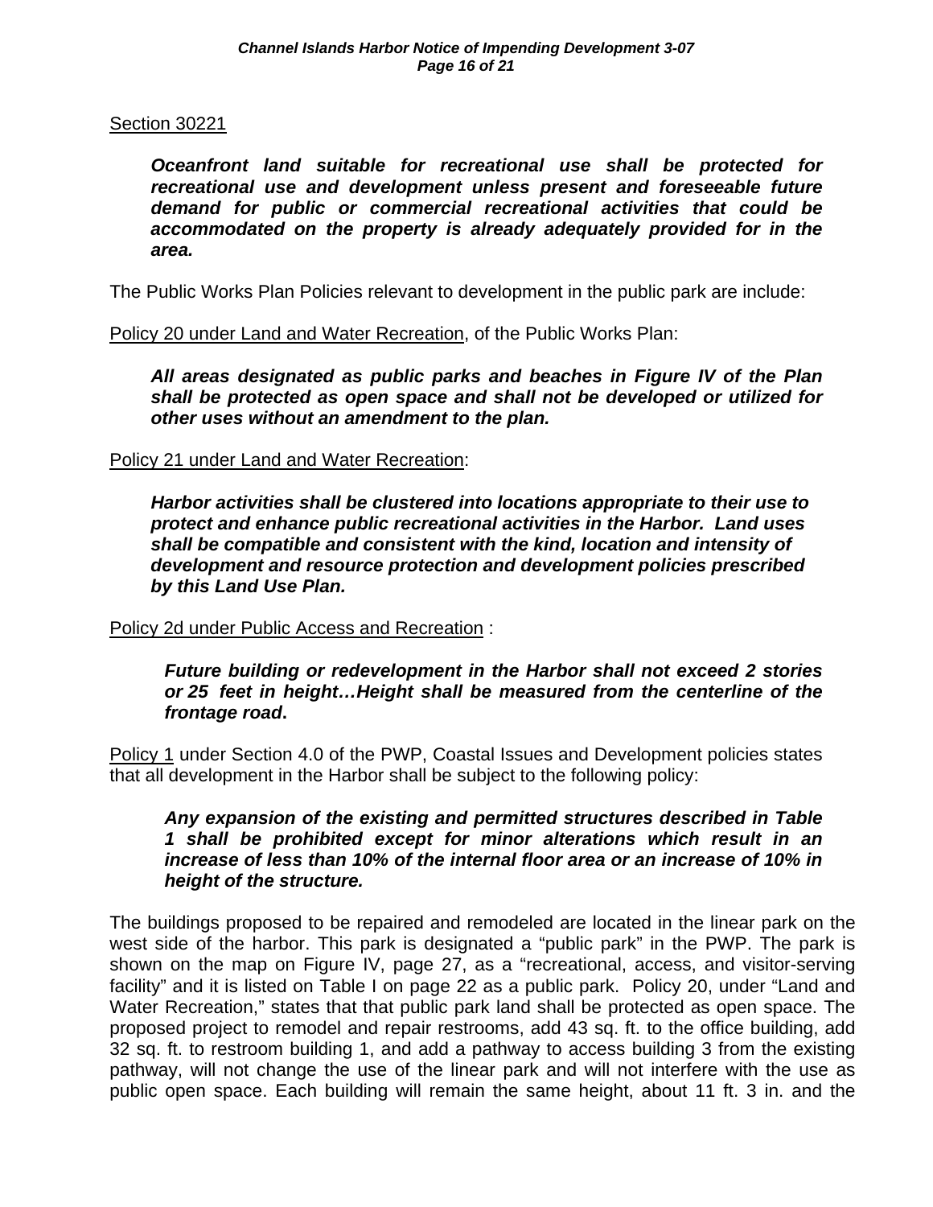Section 30221

> ***Oceanfront land suitable for recreational use shall be protected for recreational use and development unless present and foreseeable future demand for public or commercial recreational activities that could be accommodated on the property is already adequately provided for in the area.***

The Public Works Plan Policies relevant to development in the public park are include:

Policy 20 under Land and Water Recreation, of the Public Works Plan:

> ***All areas designated as public parks and beaches in Figure IV of the Plan shall be protected as open space and shall not be developed or utilized for other uses without an amendment to the plan.***

Policy 21 under Land and Water Recreation:

> ***Harbor activities shall be clustered into locations appropriate to their use to protect and enhance public recreational activities in the Harbor. Land uses shall be compatible and consistent with the kind, location and intensity of development and resource protection and development policies prescribed by this Land Use Plan.***

Policy 2d under Public Access and Recreation :

> ***Future building or redevelopment in the Harbor shall not exceed 2 stories or 25 feet in height…Height shall be measured from the centerline of the frontage road.***

Policy 1 under Section 4.0 of the PWP, Coastal Issues and Development policies states that all development in the Harbor shall be subject to the following policy:

> ***Any expansion of the existing and permitted structures described in Table 1 shall be prohibited except for minor alterations which result in an increase of less than 10% of the internal floor area or an increase of 10% in height of the structure.***

The buildings proposed to be repaired and remodeled are located in the linear park on the west side of the harbor. This park is designated a "public park" in the PWP. The park is shown on the map on Figure IV, page 27, as a "recreational, access, and visitor-serving facility" and it is listed on Table I on page 22 as a public park. Policy 20, under "Land and Water Recreation," states that that public park land shall be protected as open space. The proposed project to remodel and repair restrooms, add 43 sq. ft. to the office building, add 32 sq. ft. to restroom building 1, and add a pathway to access building 3 from the existing pathway, will not change the use of the linear park and will not interfere with the use as public open space. Each building will remain the same height, about 11 ft. 3 in. and the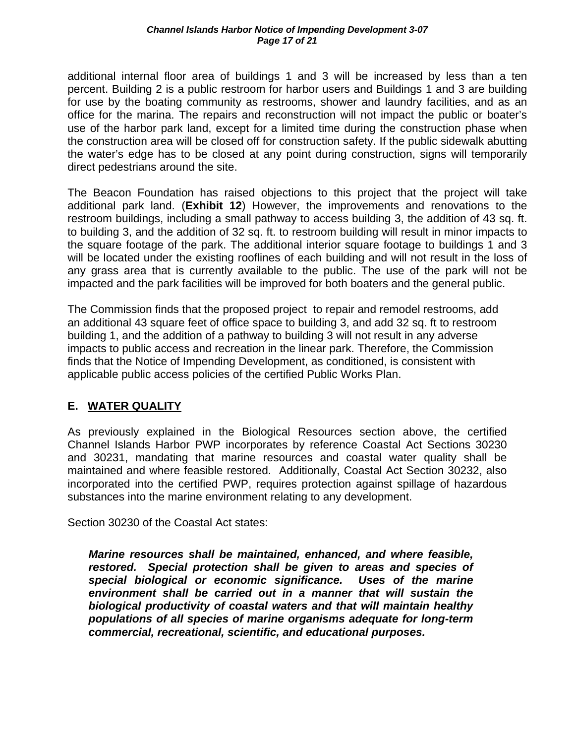additional internal floor area of buildings 1 and 3 will be increased by less than a ten percent. Building 2 is a public restroom for harbor users and Buildings 1 and 3 are building for use by the boating community as restrooms, shower and laundry facilities, and as an office for the marina. The repairs and reconstruction will not impact the public or boater's use of the harbor park land, except for a limited time during the construction phase when the construction area will be closed off for construction safety. If the public sidewalk abutting the water's edge has to be closed at any point during construction, signs will temporarily direct pedestrians around the site.

The Beacon Foundation has raised objections to this project that the project will take additional park land. (**Exhibit 12**) However, the improvements and renovations to the restroom buildings, including a small pathway to access building 3, the addition of 43 sq. ft. to building 3, and the addition of 32 sq. ft. to restroom building will result in minor impacts to the square footage of the park. The additional interior square footage to buildings 1 and 3 will be located under the existing rooflines of each building and will not result in the loss of any grass area that is currently available to the public. The use of the park will not be impacted and the park facilities will be improved for both boaters and the general public.

The Commission finds that the proposed project to repair and remodel restrooms, add an additional 43 square feet of office space to building 3, and add 32 sq. ft to restroom building 1, and the addition of a pathway to building 3 will not result in any adverse impacts to public access and recreation in the linear park. Therefore, the Commission finds that the Notice of Impending Development, as conditioned, is consistent with applicable public access policies of the certified Public Works Plan.

## E. WATER QUALITY

As previously explained in the Biological Resources section above, the certified Channel Islands Harbor PWP incorporates by reference Coastal Act Sections 30230 and 30231, mandating that marine resources and coastal water quality shall be maintained and where feasible restored. Additionally, Coastal Act Section 30232, also incorporated into the certified PWP, requires protection against spillage of hazardous substances into the marine environment relating to any development.

Section 30230 of the Coastal Act states:

> ***Marine resources shall be maintained, enhanced, and where feasible, restored. Special protection shall be given to areas and species of special biological or economic significance. Uses of the marine environment shall be carried out in a manner that will sustain the biological productivity of coastal waters and that will maintain healthy populations of all species of marine organisms adequate for long-term commercial, recreational, scientific, and educational purposes.***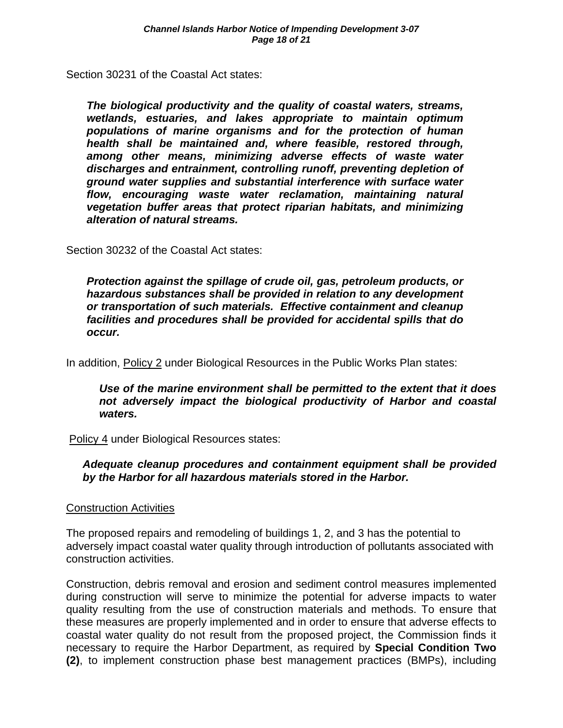Section 30231 of the Coastal Act states:

> ***The biological productivity and the quality of coastal waters, streams, wetlands, estuaries, and lakes appropriate to maintain optimum populations of marine organisms and for the protection of human health shall be maintained and, where feasible, restored through, among other means, minimizing adverse effects of waste water discharges and entrainment, controlling runoff, preventing depletion of ground water supplies and substantial interference with surface water flow, encouraging waste water reclamation, maintaining natural vegetation buffer areas that protect riparian habitats, and minimizing alteration of natural streams.***

Section 30232 of the Coastal Act states:

> ***Protection against the spillage of crude oil, gas, petroleum products, or hazardous substances shall be provided in relation to any development or transportation of such materials. Effective containment and cleanup facilities and procedures shall be provided for accidental spills that do occur.***

In addition, Policy 2 under Biological Resources in the Public Works Plan states:

> ***Use of the marine environment shall be permitted to the extent that it does not adversely impact the biological productivity of Harbor and coastal waters.***

Policy 4 under Biological Resources states:

> ***Adequate cleanup procedures and containment equipment shall be provided by the Harbor for all hazardous materials stored in the Harbor.***

Construction Activities

The proposed repairs and remodeling of buildings 1, 2, and 3 has the potential to adversely impact coastal water quality through introduction of pollutants associated with construction activities.

Construction, debris removal and erosion and sediment control measures implemented during construction will serve to minimize the potential for adverse impacts to water quality resulting from the use of construction materials and methods. To ensure that these measures are properly implemented and in order to ensure that adverse effects to coastal water quality do not result from the proposed project, the Commission finds it necessary to require the Harbor Department, as required by **Special Condition Two (2)**, to implement construction phase best management practices (BMPs), including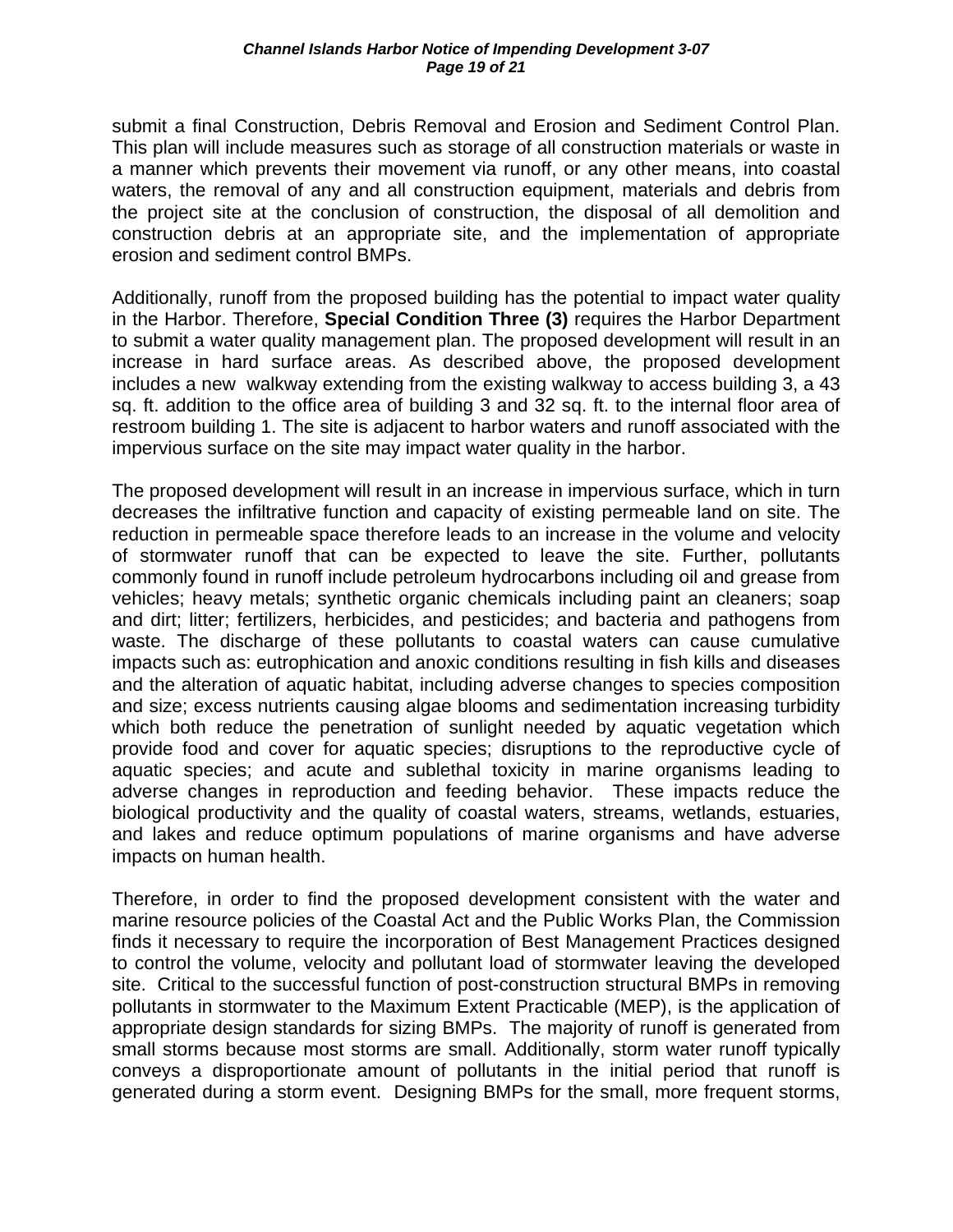submit a final Construction, Debris Removal and Erosion and Sediment Control Plan. This plan will include measures such as storage of all construction materials or waste in a manner which prevents their movement via runoff, or any other means, into coastal waters, the removal of any and all construction equipment, materials and debris from the project site at the conclusion of construction, the disposal of all demolition and construction debris at an appropriate site, and the implementation of appropriate erosion and sediment control BMPs.

Additionally, runoff from the proposed building has the potential to impact water quality in the Harbor. Therefore, **Special Condition Three (3)** requires the Harbor Department to submit a water quality management plan. The proposed development will result in an increase in hard surface areas. As described above, the proposed development includes a new walkway extending from the existing walkway to access building 3, a 43 sq. ft. addition to the office area of building 3 and 32 sq. ft. to the internal floor area of restroom building 1. The site is adjacent to harbor waters and runoff associated with the impervious surface on the site may impact water quality in the harbor.

The proposed development will result in an increase in impervious surface, which in turn decreases the infiltrative function and capacity of existing permeable land on site. The reduction in permeable space therefore leads to an increase in the volume and velocity of stormwater runoff that can be expected to leave the site. Further, pollutants commonly found in runoff include petroleum hydrocarbons including oil and grease from vehicles; heavy metals; synthetic organic chemicals including paint an cleaners; soap and dirt; litter; fertilizers, herbicides, and pesticides; and bacteria and pathogens from waste. The discharge of these pollutants to coastal waters can cause cumulative impacts such as: eutrophication and anoxic conditions resulting in fish kills and diseases and the alteration of aquatic habitat, including adverse changes to species composition and size; excess nutrients causing algae blooms and sedimentation increasing turbidity which both reduce the penetration of sunlight needed by aquatic vegetation which provide food and cover for aquatic species; disruptions to the reproductive cycle of aquatic species; and acute and sublethal toxicity in marine organisms leading to adverse changes in reproduction and feeding behavior. These impacts reduce the biological productivity and the quality of coastal waters, streams, wetlands, estuaries, and lakes and reduce optimum populations of marine organisms and have adverse impacts on human health.

Therefore, in order to find the proposed development consistent with the water and marine resource policies of the Coastal Act and the Public Works Plan, the Commission finds it necessary to require the incorporation of Best Management Practices designed to control the volume, velocity and pollutant load of stormwater leaving the developed site. Critical to the successful function of post-construction structural BMPs in removing pollutants in stormwater to the Maximum Extent Practicable (MEP), is the application of appropriate design standards for sizing BMPs. The majority of runoff is generated from small storms because most storms are small. Additionally, storm water runoff typically conveys a disproportionate amount of pollutants in the initial period that runoff is generated during a storm event. Designing BMPs for the small, more frequent storms,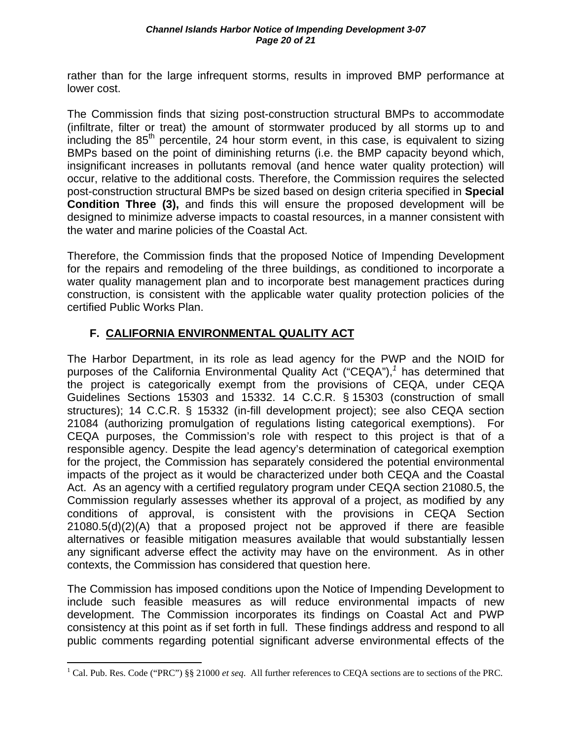rather than for the large infrequent storms, results in improved BMP performance at lower cost.

The Commission finds that sizing post-construction structural BMPs to accommodate (infiltrate, filter or treat) the amount of stormwater produced by all storms up to and including the 85th percentile, 24 hour storm event, in this case, is equivalent to sizing BMPs based on the point of diminishing returns (i.e. the BMP capacity beyond which, insignificant increases in pollutants removal (and hence water quality protection) will occur, relative to the additional costs. Therefore, the Commission requires the selected post-construction structural BMPs be sized based on design criteria specified in **Special Condition Three (3),** and finds this will ensure the proposed development will be designed to minimize adverse impacts to coastal resources, in a manner consistent with the water and marine policies of the Coastal Act.

Therefore, the Commission finds that the proposed Notice of Impending Development for the repairs and remodeling of the three buildings, as conditioned to incorporate a water quality management plan and to incorporate best management practices during construction, is consistent with the applicable water quality protection policies of the certified Public Works Plan.

## F. CALIFORNIA ENVIRONMENTAL QUALITY ACT

The Harbor Department, in its role as lead agency for the PWP and the NOID for purposes of the California Environmental Quality Act ("CEQA"),[1] has determined that the project is categorically exempt from the provisions of CEQA, under CEQA Guidelines Sections 15303 and 15332. 14 C.C.R. § 15303 (construction of small structures); 14 C.C.R. § 15332 (in-fill development project); see also CEQA section 21084 (authorizing promulgation of regulations listing categorical exemptions). For CEQA purposes, the Commission's role with respect to this project is that of a responsible agency. Despite the lead agency's determination of categorical exemption for the project, the Commission has separately considered the potential environmental impacts of the project as it would be characterized under both CEQA and the Coastal Act. As an agency with a certified regulatory program under CEQA section 21080.5, the Commission regularly assesses whether its approval of a project, as modified by any conditions of approval, is consistent with the provisions in CEQA Section 21080.5(d)(2)(A) that a proposed project not be approved if there are feasible alternatives or feasible mitigation measures available that would substantially lessen any significant adverse effect the activity may have on the environment. As in other contexts, the Commission has considered that question here.

The Commission has imposed conditions upon the Notice of Impending Development to include such feasible measures as will reduce environmental impacts of new development. The Commission incorporates its findings on Coastal Act and PWP consistency at this point as if set forth in full. These findings address and respond to all public comments regarding potential significant adverse environmental effects of the

---

[1] Cal. Pub. Res. Code ("PRC") §§ 21000 *et seq*. All further references to CEQA sections are to sections of the PRC.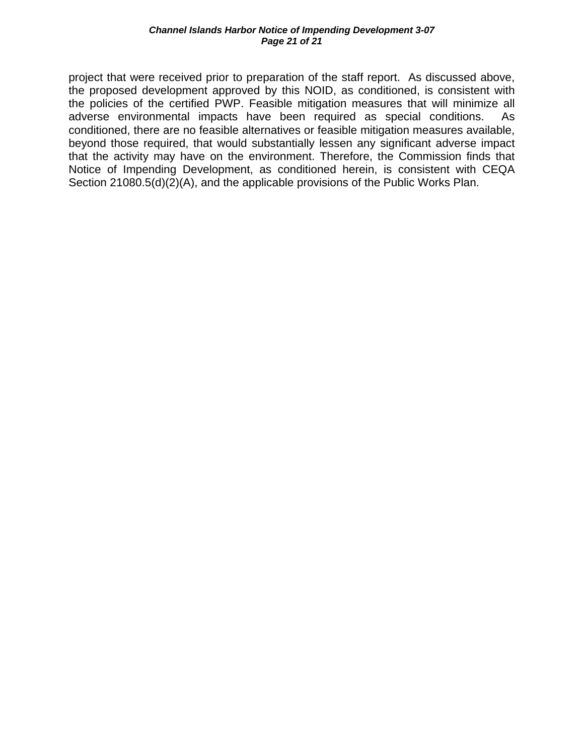project that were received prior to preparation of the staff report. As discussed above, the proposed development approved by this NOID, as conditioned, is consistent with the policies of the certified PWP. Feasible mitigation measures that will minimize all adverse environmental impacts have been required as special conditions. As conditioned, there are no feasible alternatives or feasible mitigation measures available, beyond those required, that would substantially lessen any significant adverse impact that the activity may have on the environment. Therefore, the Commission finds that Notice of Impending Development, as conditioned herein, is consistent with CEQA Section 21080.5(d)(2)(A), and the applicable provisions of the Public Works Plan.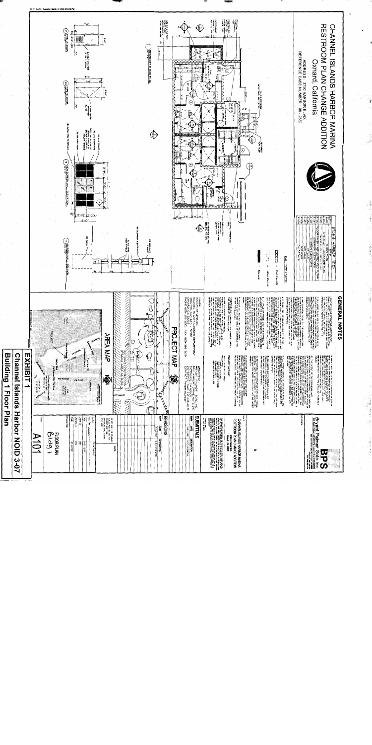# CHANNEL ISLANDS HARBOR MARINA RESTROOM PLAN CHANGE ADDITION

Oxnard, California

ADDRESS: 3750 HARBOR BLVD.

REFERENCE CASE NUMBER: 06-2652

## GENERAL NOTES

## PROJECT MAP

## AREA MAP

## REVISIONS

## SUBMITTALS

CHANNEL ISLANDS HARBOR MARINA RESTROOM PLAN CHANGE ADDITION

Oxnard, CA

Bryant Palmer Soto Inc.

BPS

FLOOR PLAN

Bldg 1

A101

## EXHIBIT 1

## Channel Islands Harbor NOID 3-07

## Building 1 Floor Plan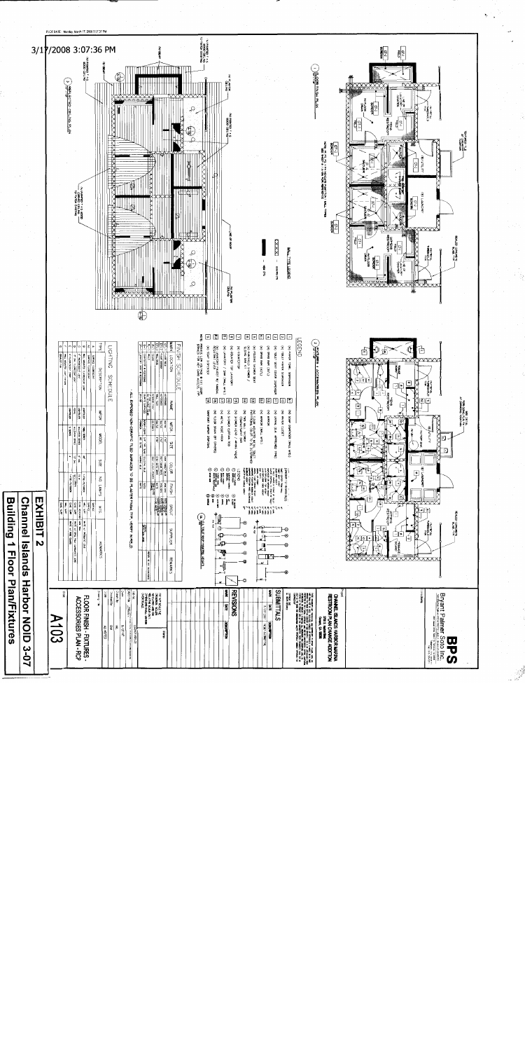3/17/2008 3:07:36 PM

# EXHIBIT 2

## Channel Islands Harbor NOID 3-07

## Building 1 Floor Plan/Fixtures

Bryant Palmer Soto Inc.

CHANNEL ISLANDS HARBOR MARINA RESTROOM PLAN CHANGE ADDITION

FLOOR FINISH - FIXTURES - ACCESSORIES PLAN - RCP

A103

LEGEND

FINISH SCHEDULE

LIGHTING SCHEDULE

ALL EXPOSED NON-CERAMIC TILED SURFACES TO BE PLASTER FINISH, TYP. VERIFY IN FIELD

REVISIONS

SUBMITTALS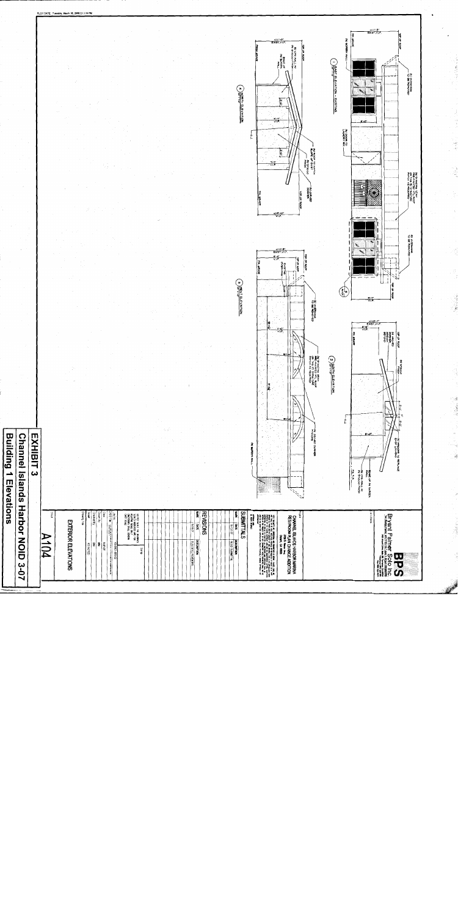# EXHIBIT 3

## Channel Islands Harbor NOID 3-07

## Building 1 Elevations

1 EAST ELEVATION - EXISTING

2 NORTH ELEVATION

3 WEST ELEVATION

4 NORTH ELEVATION

Bryant Palmer Soto Inc

BPS

CHANNEL ISLANDS HARBOR MARINA RESTROOM BUILDING ADDITION

SUBMITTALS

REVISIONS

EXTERIOR ELEVATIONS

A104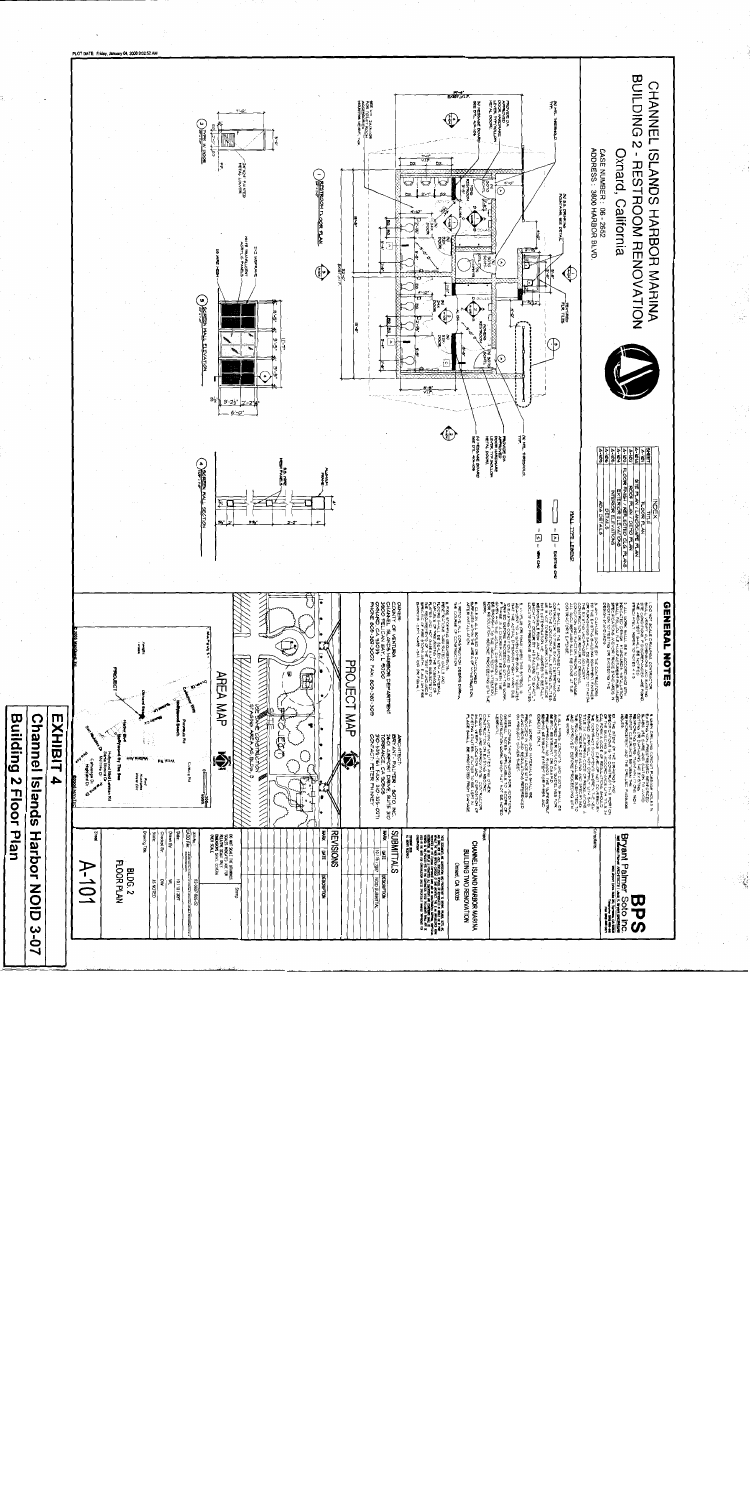# CHANNEL ISLANDS HARBOR MARINA
# BUILDING 2 - RESTROOM RENOVATION

Oxnard, California

CASE NUMBER : 06 - 2502

ADDRESS : 3600 HARBOR BLVD.

## GENERAL NOTES

PROJECT MAP

AREA MAP

Bryant Palmer Soto Inc.

BPS

CHANNEL ISLAND HARBOR MARINA
BUILDING TWO RENOVATION
Oxnard, CA 93035

SUBMITTALS

REVISIONS

BLDG. 2
FLOOR PLAN

A-101

**EXHIBIT 4**
**Channel Islands Harbor NOID 3-07**
**Building 2 Floor Plan**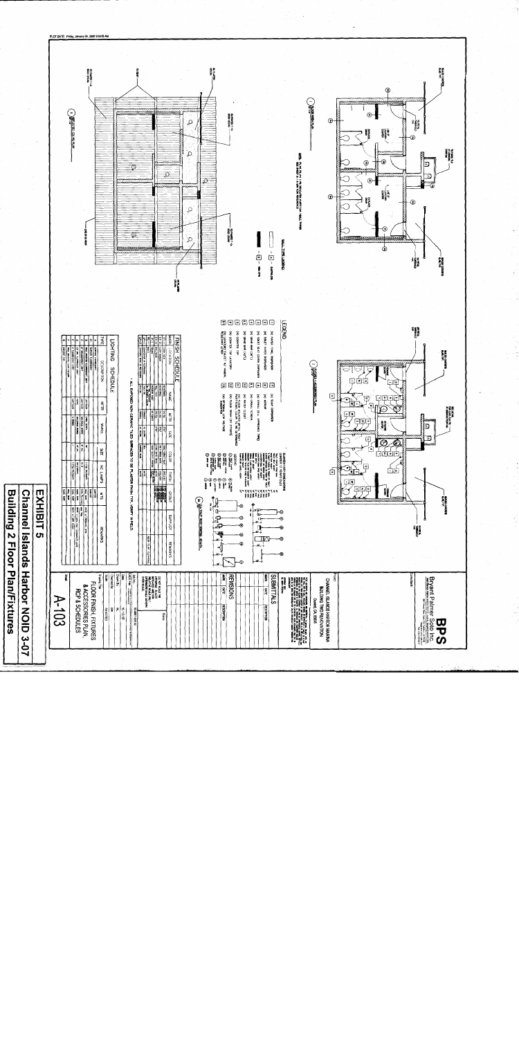PLOT DATE: Friday, January 04, 2008 9:00:00 AM

## LEGEND

## FINISH SCHEDULE

* ALL EXPOSED NON-CERAMIC TILED SURFACES TO BE PLASTER FINISH, TYP., VERIFY IN FIELD.

## LIGHTING SCHEDULE

Bryant Palmer Soto Inc.

BPS

CHANNEL ISLANDS HARBOR MARINA
BUILDING TWO RENOVATION
Oxnard, CA 93035

## SUBMITTALS

## REVISIONS

FLOOR FINISH, FIXTURES & ACCESSORIES PLAN, RCP & SCHEDULES

A-103

# EXHIBIT 5

## Channel Islands Harbor NOID 3-07

## Building 2 Floor Plan/Fixtures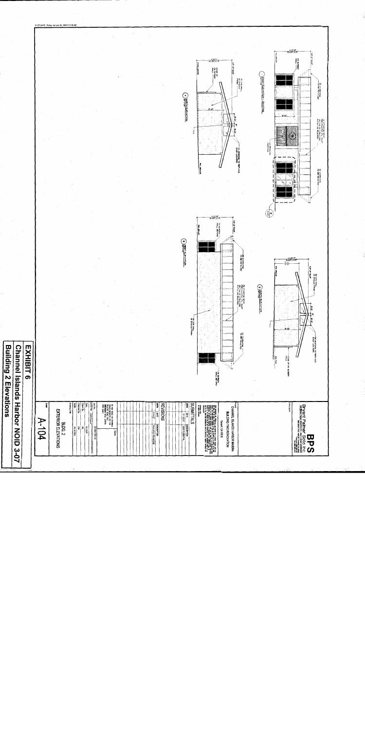PLOT DATE: Friday, January 04, 2008 9:13:58 AM

1 EAST ELEVATION - EXISTING

2 SOUTH ELEVATION

3 WEST ELEVATION

4 NORTH ELEVATION

Bryant Palmer Soto Inc

BPS

CHANNEL ISLANDS HARBOR MARINA

BUILDING TWO RENOVATION

Oxnard, CA 93035

SUBMITTALS

REVISIONS

BLDG 2

EXTERIOR ELEVATIONS

A-104

**EXHIBIT 6**

**Channel Islands Harbor NOID 3-07**

**Building 2 Elevations**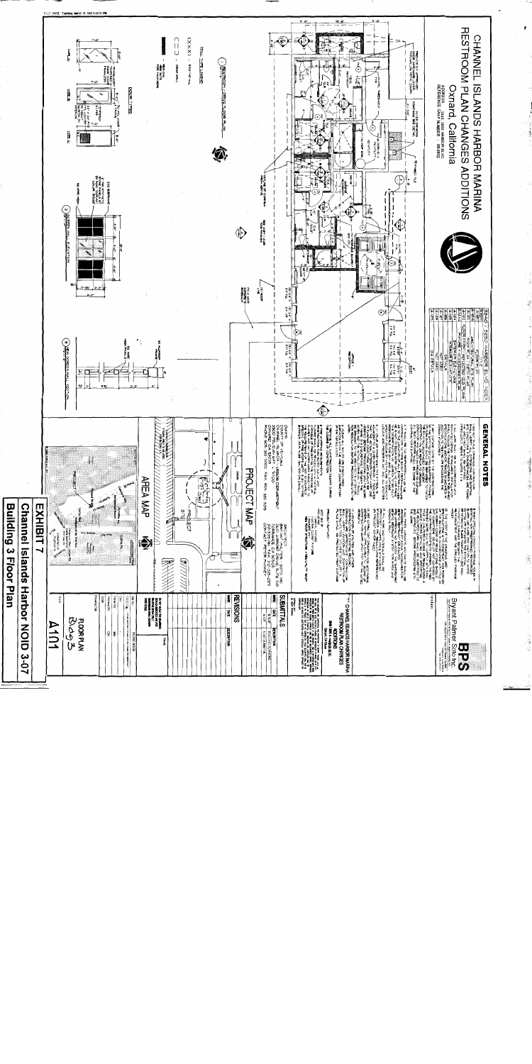# CHANNEL ISLANDS HARBOR MARINA
## RESTROOM PLAN CHANGES ADDITIONS
### Oxnard, California

ADDRESS: 3900 HARBOR BLVD.

## GENERAL NOTES

## PROJECT MAP

## AREA MAP

## SUBMITTALS

## REVISIONS

Bryant Palmer Soto Inc.

BPS

CHANNEL ISLANDS HARBOR MARINA
RESTROOM PLAN CHANGES
ADDITIONS

FLOOR PLAN
Bldg 3

A101

**EXHIBIT 7**
**Channel Islands Harbor NOID 3-07**
**Building 3 Floor Plan**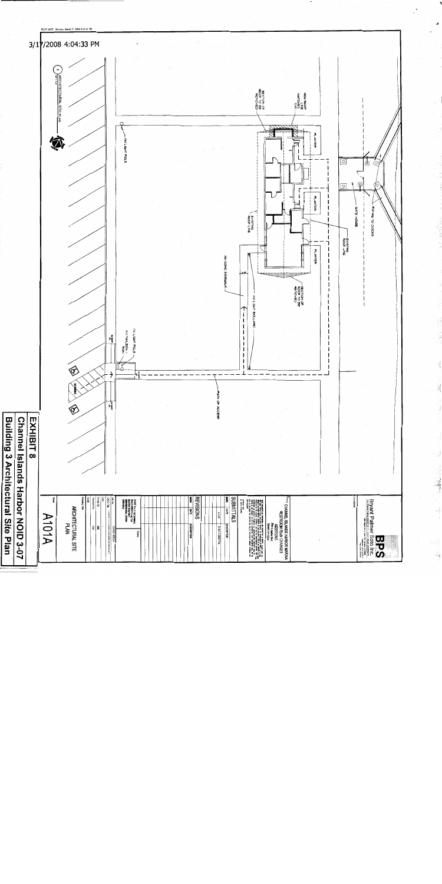3/17/2008 4:04:33 PM

ARCHITECTURAL SITE PLAN

(N) LIGHT POLE

PLANTER

NEW ROOF HATCHED

PORTION OF ROOF TO BE REMOVED

EXISTING ROOF LINE

GATE HOUSE

RAMPS TO DOCKS

EXISTING ROOF LINE

(N) CONC SIDEWALK

PORTION OF ROOF TO BE REMOVED

(N) LIGHT BOLLARD

(N) LIGHT POLE

(N) MAILBOX

PATH OF ACCESS

Bryant Palmer Soto Inc.

BPS

CHANNEL ISLANDS HARBOR MARINA RESTROOM UPGRADES / ADDITIONS

SUBMITTALS

REVISIONS

ARCHITECTURAL SITE PLAN

A101A

# EXHIBIT 8

**Channel Islands Harbor NOID 3-07**

**Building 3 Architectural Site Plan**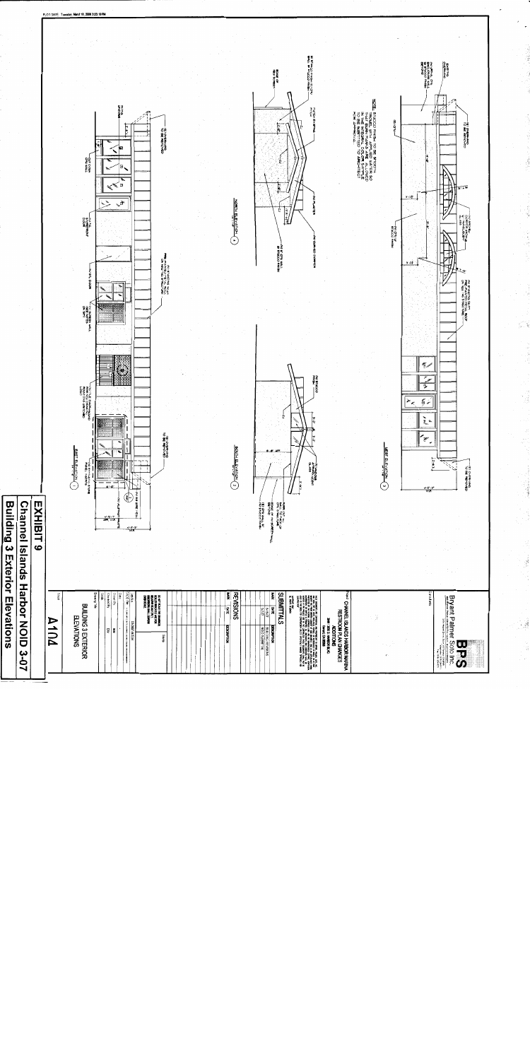**EXHIBIT 9**

**Channel Islands Harbor NOID 3-07**

**Building 3 Exterior Elevations**

Bryant Palmer Soto Inc.

CHANNEL ISLANDS HARBOR MARINA
RESTROOM PLAN CHANGES

SUBMITTALS

REVISIONS

BUILDING 3 EXTERIOR ELEVATIONS

A104

NORTH ELEVATION

SOUTH ELEVATION

WEST ELEVATION

EAST ELEVATION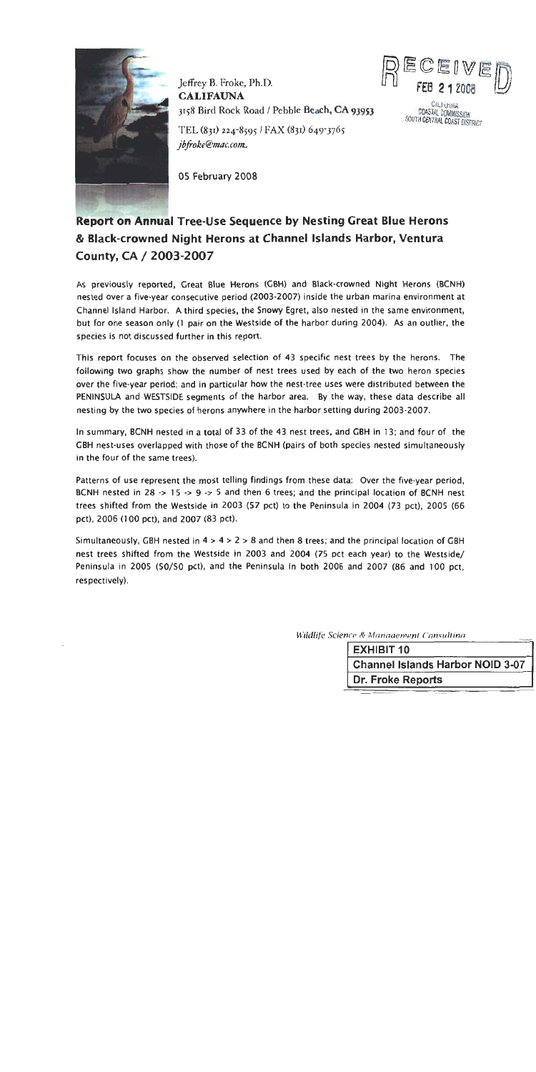Jeffrey B. Froke, Ph.D.
**CALIFAUNA**
3158 Bird Rock Road / Pebble Beach, CA 93953
TEL (831) 224-8595 / FAX (831) 649-3765
*jbfroke@mac.com*

05 February 2008

RECEIVED
FEB 21 2008
CALIFORNIA
COASTAL COMMISSION
SOUTH CENTRAL COAST DISTRICT

## Report on Annual Tree-Use Sequence by Nesting Great Blue Herons & Black-crowned Night Herons at Channel Islands Harbor, Ventura County, CA / 2003-2007

As previously reported, Great Blue Herons (GBH) and Black-crowned Night Herons (BCNH) nested over a five-year consecutive period (2003-2007) inside the urban marina environment at Channel Island Harbor. A third species, the Snowy Egret, also nested in the same environment, but for one season only (1 pair on the Westside of the harbor during 2004). As an outlier, the species is not discussed further in this report.

This report focuses on the observed selection of 43 specific nest trees by the herons. The following two graphs show the number of nest trees used by each of the two heron species over the five-year period; and in particular how the nest-tree uses were distributed between the PENINSULA and WESTSIDE segments of the harbor area. By the way, these data describe all nesting by the two species of herons anywhere in the harbor setting during 2003-2007.

In summary, BCNH nested in a total of 33 of the 43 nest trees, and GBH in 13; and four of the GBH nest-uses overlapped with those of the BCNH (pairs of both species nested simultaneously in the four of the same trees).

Patterns of use represent the most telling findings from these data: Over the five-year period, BCNH nested in 28 -> 15 -> 9 -> 5 and then 6 trees; and the principal location of BCNH nest trees shifted from the Westside in 2003 (57 pct) to the Peninsula in 2004 (73 pct), 2005 (66 pct), 2006 (100 pct), and 2007 (83 pct).

Simultaneously, GBH nested in 4 > 4 > 2 > 8 and then 8 trees; and the principal location of GBH nest trees shifted from the Westside in 2003 and 2004 (75 pct each year) to the Westside/Peninsula in 2005 (50/50 pct), and the Peninsula in both 2006 and 2007 (86 and 100 pct, respectively).

*Wildlife Science & Management Consulting*

**EXHIBIT 10**
**Channel Islands Harbor NOID 3-07**
**Dr. Froke Reports**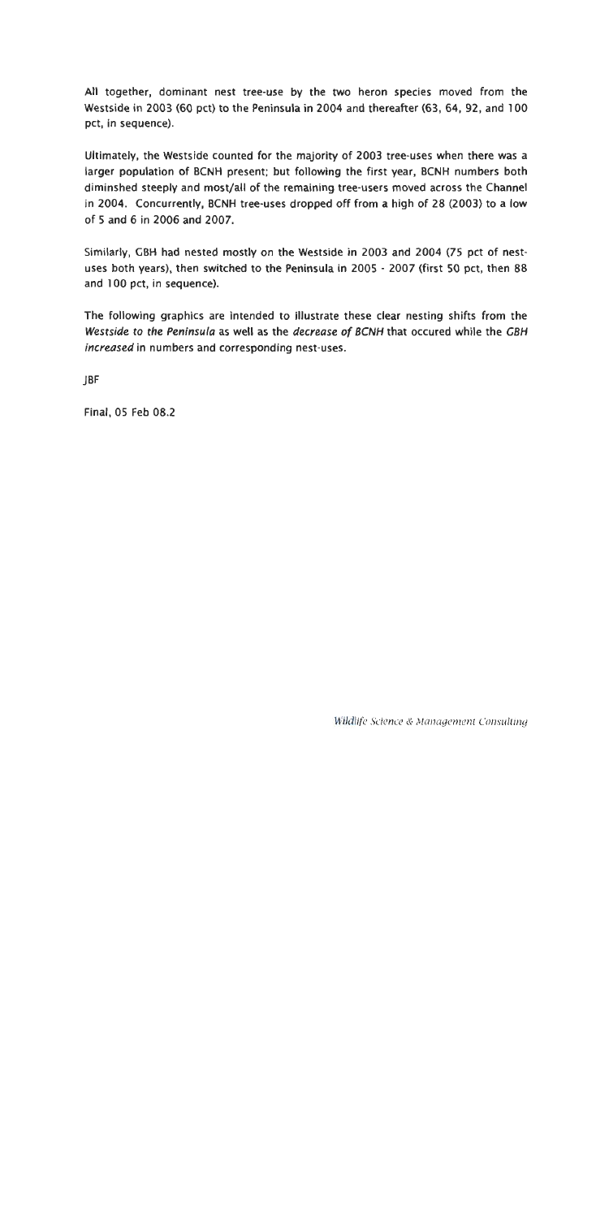All together, dominant nest tree-use by the two heron species moved from the Westside in 2003 (60 pct) to the Peninsula in 2004 and thereafter (63, 64, 92, and 100 pct, in sequence).

Ultimately, the Westside counted for the majority of 2003 tree-uses when there was a larger population of BCNH present; but following the first year, BCNH numbers both diminshed steeply and most/all of the remaining tree-users moved across the Channel in 2004. Concurrently, BCNH tree-uses dropped off from a high of 28 (2003) to a low of 5 and 6 in 2006 and 2007.

Similarly, GBH had nested mostly on the Westside in 2003 and 2004 (75 pct of nest-uses both years), then switched to the Peninsula in 2005 - 2007 (first 50 pct, then 88 and 100 pct, in sequence).

The following graphics are intended to illustrate these clear nesting shifts from the *Westside to the Peninsula* as well as the *decrease of BCNH* that occured while the *GBH increased* in numbers and corresponding nest-uses.

JBF

Final, 05 Feb 08.2

*Wildlife Science & Management Consulting*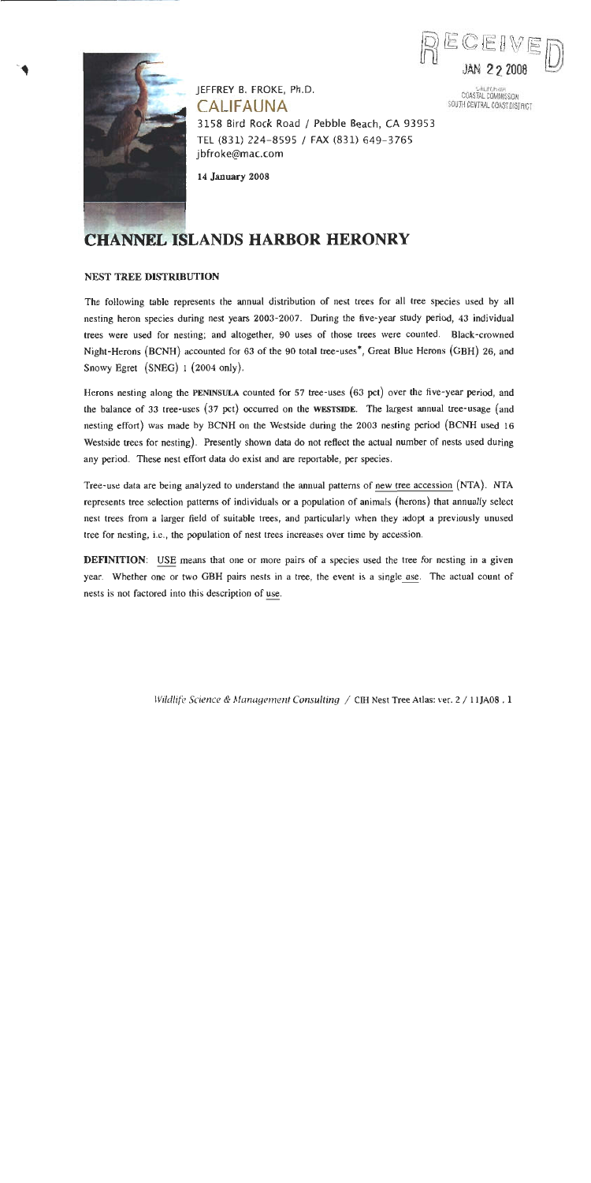RECEIVED

JAN 22 2008

CALIFORNIA
COASTAL COMMISSION
SOUTH CENTRAL COAST DISTRICT

JEFFREY B. FROKE, Ph.D.

CALIFAUNA

3158 Bird Rock Road / Pebble Beach, CA 93953
TEL (831) 224-8595 / FAX (831) 649-3765
jbfroke@mac.com

**14 January 2008**

# CHANNEL ISLANDS HARBOR HERONRY

### NEST TREE DISTRIBUTION

The following table represents the annual distribution of nest trees for all tree species used by all nesting heron species during nest years 2003-2007. During the five-year study period, 43 individual trees were used for nesting; and altogether, 90 uses of those trees were counted. Black-crowned Night-Herons (BCNH) accounted for 63 of the 90 total tree-uses*, Great Blue Herons (GBH) 26, and Snowy Egret (SNEG) 1 (2004 only).

Herons nesting along the **PENINSULA** counted for 57 tree-uses (63 pct) over the five-year period, and the balance of 33 tree-uses (37 pct) occurred on the **WESTSIDE**. The largest annual tree-usage (and nesting effort) was made by BCNH on the Westside during the 2003 nesting period (BCNH used 16 Westside trees for nesting). Presently shown data do not reflect the actual number of nests used during any period. These nest effort data do exist and are reportable, per species.

Tree-use data are being analyzed to understand the annual patterns of new tree accession (NTA). NTA represents tree selection patterns of individuals or a population of animals (herons) that annually select nest trees from a larger field of suitable trees, and particularly when they adopt a previously unused tree for nesting, i.e., the population of nest trees increases over time by accession.

**DEFINITION**: USE means that one or more pairs of a species used the tree for nesting in a given year. Whether one or two GBH pairs nests in a tree, the event is a single use. The actual count of nests is not factored into this description of use.

*Wildlife Science & Management Consulting* / CIH Nest Tree Atlas: ver. 2 / 11JA08 . 1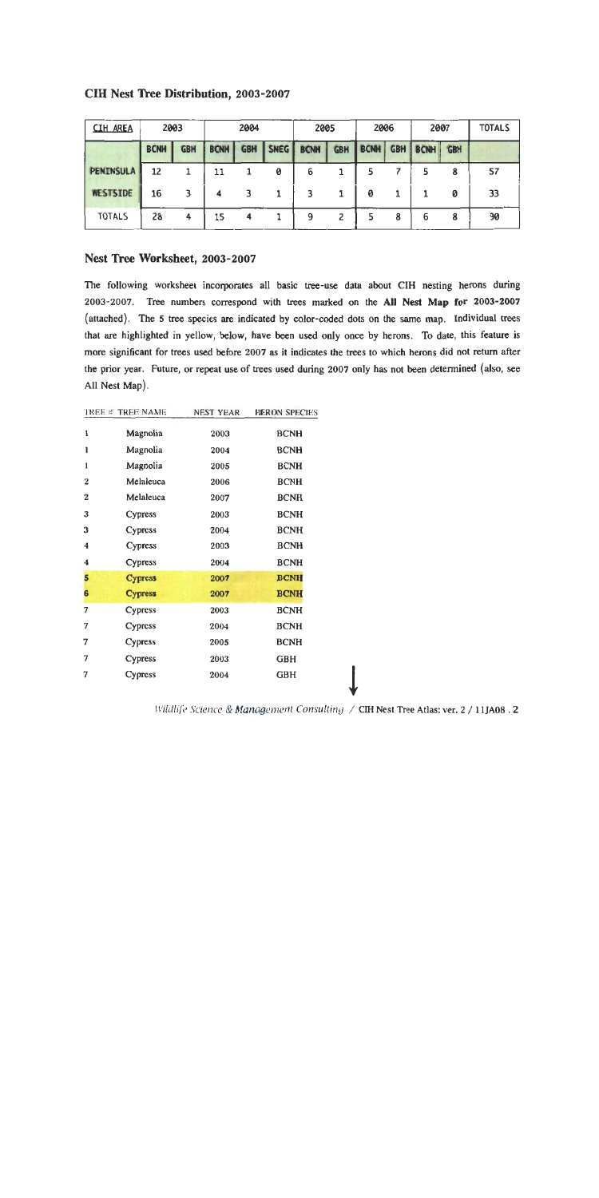### CIH Nest Tree Distribution, 2003-2007

| CIH AREA | 2003 | | 2004 | | | 2005 | | 2006 | | 2007 | | TOTALS |
|---|---|---|---|---|---|---|---|---|---|---|---|---|
| | BCNH | GBH | BCNH | GBH | SNEG | BCNH | GBH | BCNH | GBH | BCNH | GBH | |
| PENINSULA | 12 | 1 | 11 | 1 | 0 | 6 | 1 | 5 | 7 | 5 | 8 | 57 |
| WESTSIDE | 16 | 3 | 4 | 3 | 1 | 3 | 1 | 0 | 1 | 1 | 0 | 33 |
| TOTALS | 28 | 4 | 15 | 4 | 1 | 9 | 2 | 5 | 8 | 6 | 8 | 90 |

### Nest Tree Worksheet, 2003-2007

The following worksheet incorporates all basic tree-use data about CIH nesting herons during 2003-2007. Tree numbers correspond with trees marked on the **All Nest Map for 2003-2007** (attached). The 5 tree species are indicated by color-coded dots on the same map. Individual trees that are highlighted in yellow, below, have been used only once by herons. To date, this feature is more significant for trees used before 2007 as it indicates the trees to which herons did not return after the prior year. Future, or repeat use of trees used during 2007 only has not been determined (also, see All Nest Map).

| TREE # | TREE NAME | NEST YEAR | HERON SPECIES |
|---|---|---|---|
| 1 | Magnolia | 2003 | BCNH |
| 1 | Magnolia | 2004 | BCNH |
| 1 | Magnolia | 2005 | BCNH |
| 2 | Melaleuca | 2006 | BCNH |
| 2 | Melaleuca | 2007 | BCNH |
| 3 | Cypress | 2003 | BCNH |
| 3 | Cypress | 2004 | BCNH |
| 4 | Cypress | 2003 | BCNH |
| 4 | Cypress | 2004 | BCNH |
| **5** | **Cypress** | **2007** | **BCNH** |
| **6** | **Cypress** | **2007** | **BCNH** |
| 7 | Cypress | 2003 | BCNH |
| 7 | Cypress | 2004 | BCNH |
| 7 | Cypress | 2005 | BCNH |
| 7 | Cypress | 2003 | GBH |
| 7 | Cypress | 2004 | GBH |

↓

*Wildlife Science & Management Consulting* / CIH Nest Tree Atlas: ver. 2 / 11JA08 . 2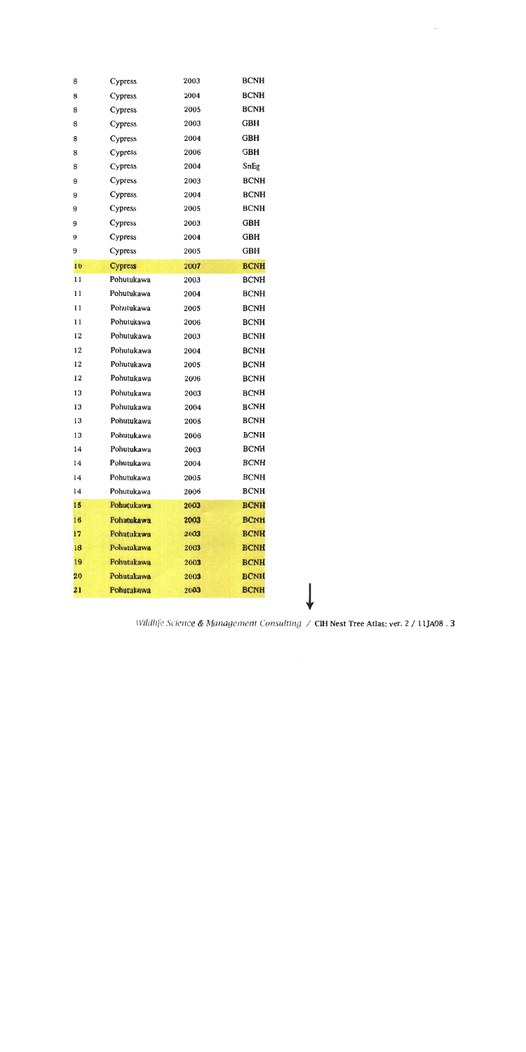| | | | |
|---|---|---|---|
| 8 | Cypress | 2003 | BCNH |
| 8 | Cypress | 2004 | BCNH |
| 8 | Cypress | 2005 | BCNH |
| 8 | Cypress | 2003 | GBH |
| 8 | Cypress | 2004 | GBH |
| 8 | Cypress | 2006 | GBH |
| 8 | Cypress | 2004 | SnEg |
| 9 | Cypress | 2003 | BCNH |
| 9 | Cypress | 2004 | BCNH |
| 9 | Cypress | 2005 | BCNH |
| 9 | Cypress | 2003 | GBH |
| 9 | Cypress | 2004 | GBH |
| 9 | Cypress | 2005 | GBH |
| 10 | Cypress | 2007 | BCNH |
| 11 | Pohutukawa | 2003 | BCNH |
| 11 | Pohutukawa | 2004 | BCNH |
| 11 | Pohutukawa | 2005 | BCNH |
| 11 | Pohutukawa | 2006 | BCNH |
| 12 | Pohutukawa | 2003 | BCNH |
| 12 | Pohutukawa | 2004 | BCNH |
| 12 | Pohutukawa | 2005 | BCNH |
| 12 | Pohutukawa | 2006 | BCNH |
| 13 | Pohutukawa | 2003 | BCNH |
| 13 | Pohutukawa | 2004 | BCNH |
| 13 | Pohutukawa | 2005 | BCNH |
| 13 | Pohutukawa | 2006 | BCNH |
| 14 | Pohutukawa | 2003 | BCNH |
| 14 | Pohutukawa | 2004 | BCNH |
| 14 | Pohutukawa | 2005 | BCNH |
| 14 | Pohutukawa | 2006 | BCNH |
| 15 | Pohutukawa | 2003 | BCNH |
| 16 | Pohutukawa | 2003 | BCNH |
| 17 | Pohutukawa | 2003 | BCNH |
| 18 | Pohutukawa | 2003 | BCNH |
| 19 | Pohutukawa | 2003 | BCNH |
| 20 | Pohutukawa | 2003 | BCNH |
| 21 | Pohutukawa | 2003 | BCNH |

↓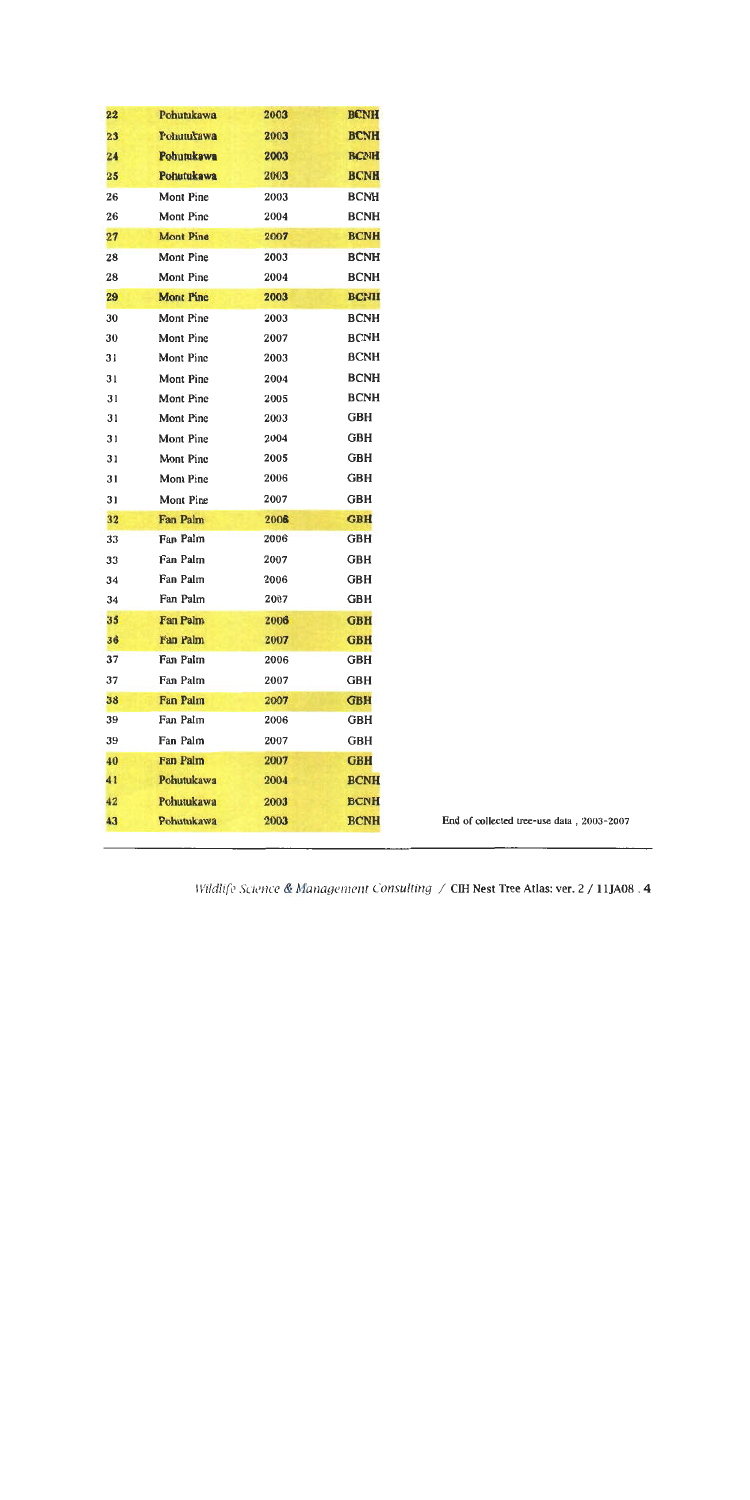| 22 | Pohutukawa | 2003 | BCNH |
|---|---|---|---|
| 23 | Pohutukawa | 2003 | BCNH |
| 24 | Pohutukawa | 2003 | BCNH |
| 25 | Pohutukawa | 2003 | BCNH |
| 26 | Mont Pine | 2003 | BCNH |
| 26 | Mont Pine | 2004 | BCNH |
| 27 | Mont Pine | 2007 | BCNH |
| 28 | Mont Pine | 2003 | BCNH |
| 28 | Mont Pine | 2004 | BCNH |
| 29 | Mont Pine | 2003 | BCNH |
| 30 | Mont Pine | 2003 | BCNH |
| 30 | Mont Pine | 2007 | BCNH |
| 31 | Mont Pine | 2003 | BCNH |
| 31 | Mont Pine | 2004 | BCNH |
| 31 | Mont Pine | 2005 | BCNH |
| 31 | Mont Pine | 2003 | GBH |
| 31 | Mont Pine | 2004 | GBH |
| 31 | Mont Pine | 2005 | GBH |
| 31 | Mont Pine | 2006 | GBH |
| 31 | Mont Pine | 2007 | GBH |
| 32 | Fan Palm | 2006 | GBH |
| 33 | Fan Palm | 2006 | GBH |
| 33 | Fan Palm | 2007 | GBH |
| 34 | Fan Palm | 2006 | GBH |
| 34 | Fan Palm | 2007 | GBH |
| 35 | Fan Palm | 2006 | GBH |
| 36 | Fan Palm | 2007 | GBH |
| 37 | Fan Palm | 2006 | GBH |
| 37 | Fan Palm | 2007 | GBH |
| 38 | Fan Palm | 2007 | GBH |
| 39 | Fan Palm | 2006 | GBH |
| 39 | Fan Palm | 2007 | GBH |
| 40 | Fan Palm | 2007 | GBH |
| 41 | Pohutukawa | 2004 | BCNH |
| 42 | Pohutukawa | 2003 | BCNH |
| 43 | Pohutukawa | 2003 | BCNH |

End of collected tree-use data , 2003-2007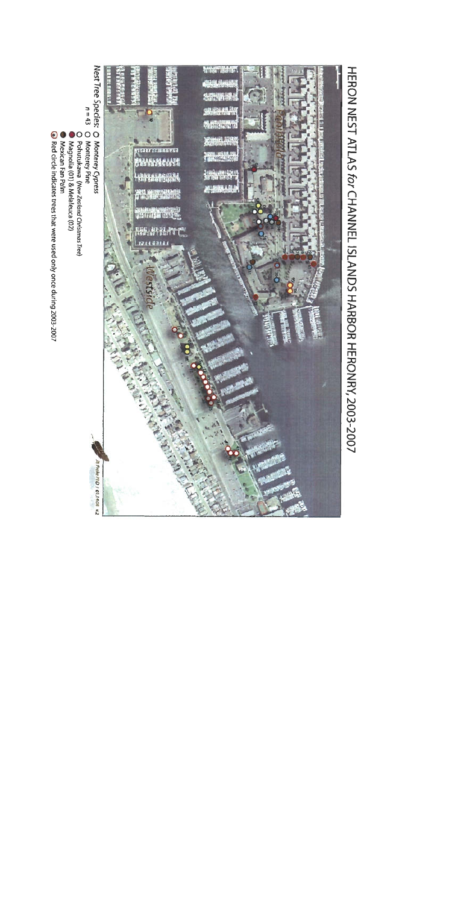# HERON NEST ATLAS *for* CHANNEL ISLANDS HARBOR HERONRY, 2003-2007

Peninsula

Westside

Nest Tree Species:
n = 43

- Monterey Cypress
- Monterey Pine
- Pohutukawa (*New Zealand Christmas Tree*)
- Magnolia (01) & Melaleuca (02)
- Mexican Fan Palm
- Red circle indicates trees that were used only once during 2003-2007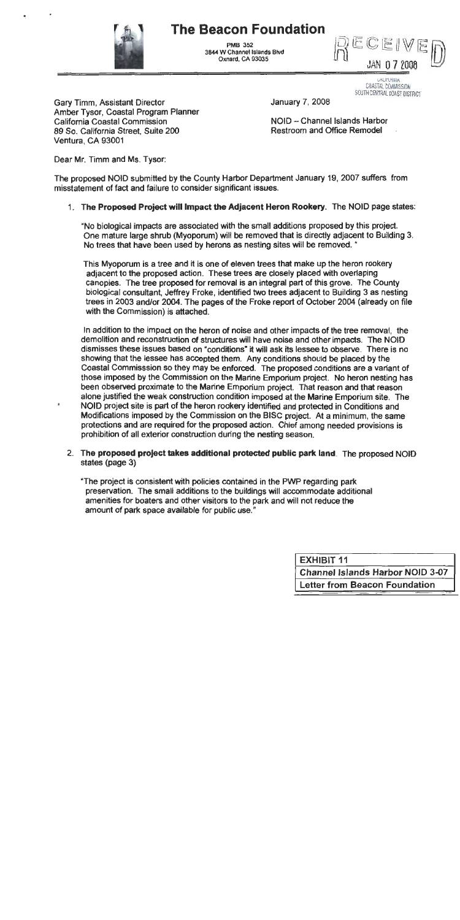# The Beacon Foundation

PMB 352
3844 W Channel Islands Blvd
Oxnard, CA 93035

RECEIVED
JAN 07 2008
CALIFORNIA
COASTAL COMMISSION
SOUTH CENTRAL COAST DISTRICT

Gary Timm, Assistant Director
Amber Tysor, Coastal Program Planner
California Coastal Commission
89 So. California Street, Suite 200
Ventura, CA 93001

January 7, 2008

NOID – Channel Islands Harbor
Restroom and Office Remodel

Dear Mr. Timm and Ms. Tysor:

The proposed NOID submitted by the County Harbor Department January 19, 2007 suffers from misstatement of fact and failure to consider significant issues.

1. **The Proposed Project will Impact the Adjacent Heron Rookery.** The NOID page states:

   "No biological impacts are associated with the small additions proposed by this project. One mature large shrub (Myoporum) will be removed that is directly adjacent to Building 3. No trees that have been used by herons as nesting sites will be removed. "

   This Myoporum is a tree and it is one of eleven trees that make up the heron rookery adjacent to the proposed action. These trees are closely placed with overlaping canopies. The tree proposed for removal is an integral part of this grove. The County biological consultant, Jeffrey Froke, identified two trees adjacent to Building 3 as nesting trees in 2003 and/or 2004. The pages of the Froke report of October 2004 (already on file with the Commission) is attached.

   In addition to the impact on the heron of noise and other impacts of the tree removal, the demolition and reconstruction of structures will have noise and other impacts. The NOID dismisses these issues based on "conditions" it will ask its lessee to observe. There is no showing that the lessee has accepted them. Any conditions should be placed by the Coastal Commisssion so they may be enforced. The proposed conditions are a variant of those imposed by the Commission on the Marine Emporium project. No heron nesting has been observed proximate to the Marine Emporium project. That reason and that reason alone justified the weak construction condition imposed at the Marine Emporium site. The NOID project site is part of the heron rookery identified and protected in Conditions and Modifications imposed by the Commission on the BISC project. At a minimum, the same protections and are required for the proposed action. Chief among needed provisions is prohibition of all exterior construction during the nesting season.

2. **The proposed project takes additional protected public park land**. The proposed NOID states (page 3)

   "The project is consistent with policies contained in the PWP regarding park preservation. The small additions to the buildings will accommodate additional amenities for boaters and other visitors to the park and will not reduce the amount of park space available for public use."

| EXHIBIT 11 |
|---|
| Channel Islands Harbor NOID 3-07 |
| Letter from Beacon Foundation |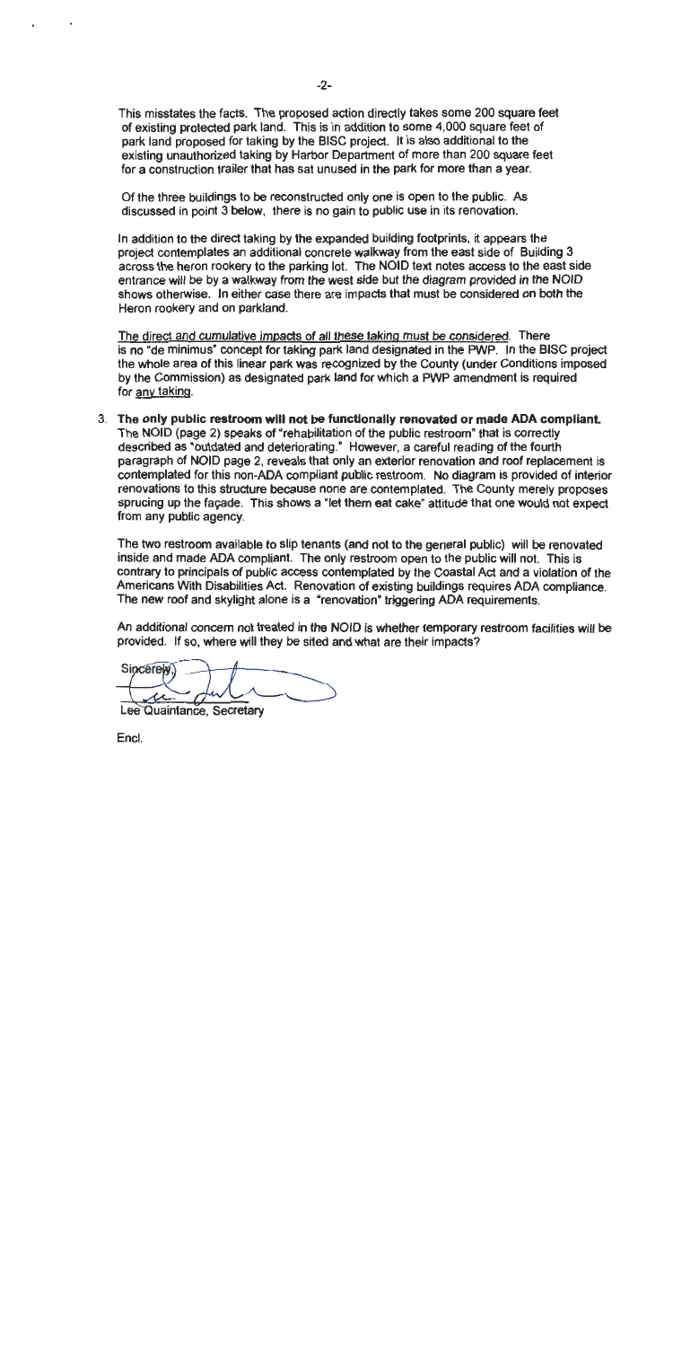This misstates the facts. The proposed action directly takes some 200 square feet of existing protected park land. This is in addition to some 4,000 square feet of park land proposed for taking by the BISC project. It is also additional to the existing unauthorized taking by Harbor Department of more than 200 square feet for a construction trailer that has sat unused in the park for more than a year.

Of the three buildings to be reconstructed only one is open to the public. As discussed in point 3 below, there is no gain to public use in its renovation.

In addition to the direct taking by the expanded building footprints, it appears the project contemplates an additional concrete walkway from the east side of Building 3 across the heron rookery to the parking lot. The NOID text notes access to the east side entrance will be by a walkway from the west side but the diagram provided in the NOID shows otherwise. In either case there are impacts that must be considered on both the Heron rookery and on parkland.

<u>The direct and cumulative impacts of all these taking must be considered</u>. There is no "de minimus" concept for taking park land designated in the PWP. In the BISC project the whole area of this linear park was recognized by the County (under Conditions imposed by the Commission) as designated park land for which a PWP amendment is required for <u>any taking</u>.

3. **The only public restroom will not be functionally renovated or made ADA compliant.** The NOID (page 2) speaks of "rehabilitation of the public restroom" that is correctly described as "outdated and deteriorating." However, a careful reading of the fourth paragraph of NOID page 2, reveals that only an exterior renovation and roof replacement is contemplated for this non-ADA compliant public restroom. No diagram is provided of interior renovations to this structure because none are contemplated. The County merely proposes sprucing up the façade. This shows a "let them eat cake" attitude that one would not expect from any public agency.

   The two restroom available to slip tenants (and not to the general public) will be renovated inside and made ADA compliant. The only restroom open to the public will not. This is contrary to principals of public access contemplated by the Coastal Act and a violation of the Americans With Disabilities Act. Renovation of existing buildings requires ADA compliance. The new roof and skylight alone is a "renovation" triggering ADA requirements.

   An additional concern not treated in the NOID is whether temporary restroom facilities will be provided. If so, where will they be sited and what are their impacts?

Sincerely,

Lee Quaintance, Secretary

Encl.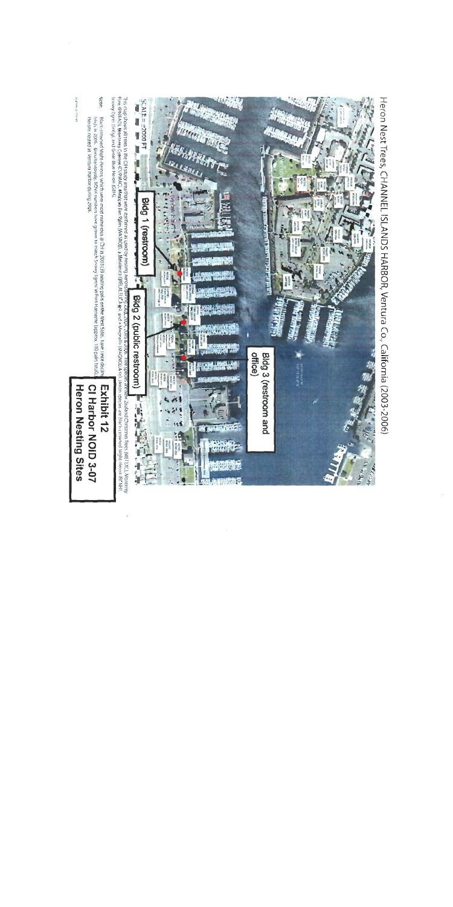Heron Nest Trees, CHANNEL ISLANDS HARBOR, Ventura Co., California (2003-2006)

Bldg 3 (restroom and office)

Bldg 1 (restroom)

Bldg 2 (public restroom)

SCALE = ~2000 FT

This map shows all trees in the CIH study area that were confirmed as used by nesting herons during 2003, 2004, 2005 & 2006. Tree species are New Zealand Christmas Trees (METEXC), Monterey Pine (PINRAD), Monterey Cypress (CUPMAC), Mexican Fan Palm (WASROB), a Melaleuca (MELALE sp.), and a Magnolia (MAGNOLIA sp.). Heron species are Black-crowned Night-Heron (BCNH), Snowy Egret (SNEG), and Great Blue Heron (GBHE).

Note: Black-crowned Night-Herons, which were most numerous at CIH in 2003 (31 nesting pairs on the West Side), have since declined (~16 pairs in 2006). Simultaneously, BCNH numbers have grown to match Snowy Egrets at Point Hueneme lagoon. 100 pairs total... Herons nested at Ventura Harbor during 2006.

**Exhibit 12**
**CI Harbor NOID 3-07**
**Heron Nesting Sites**